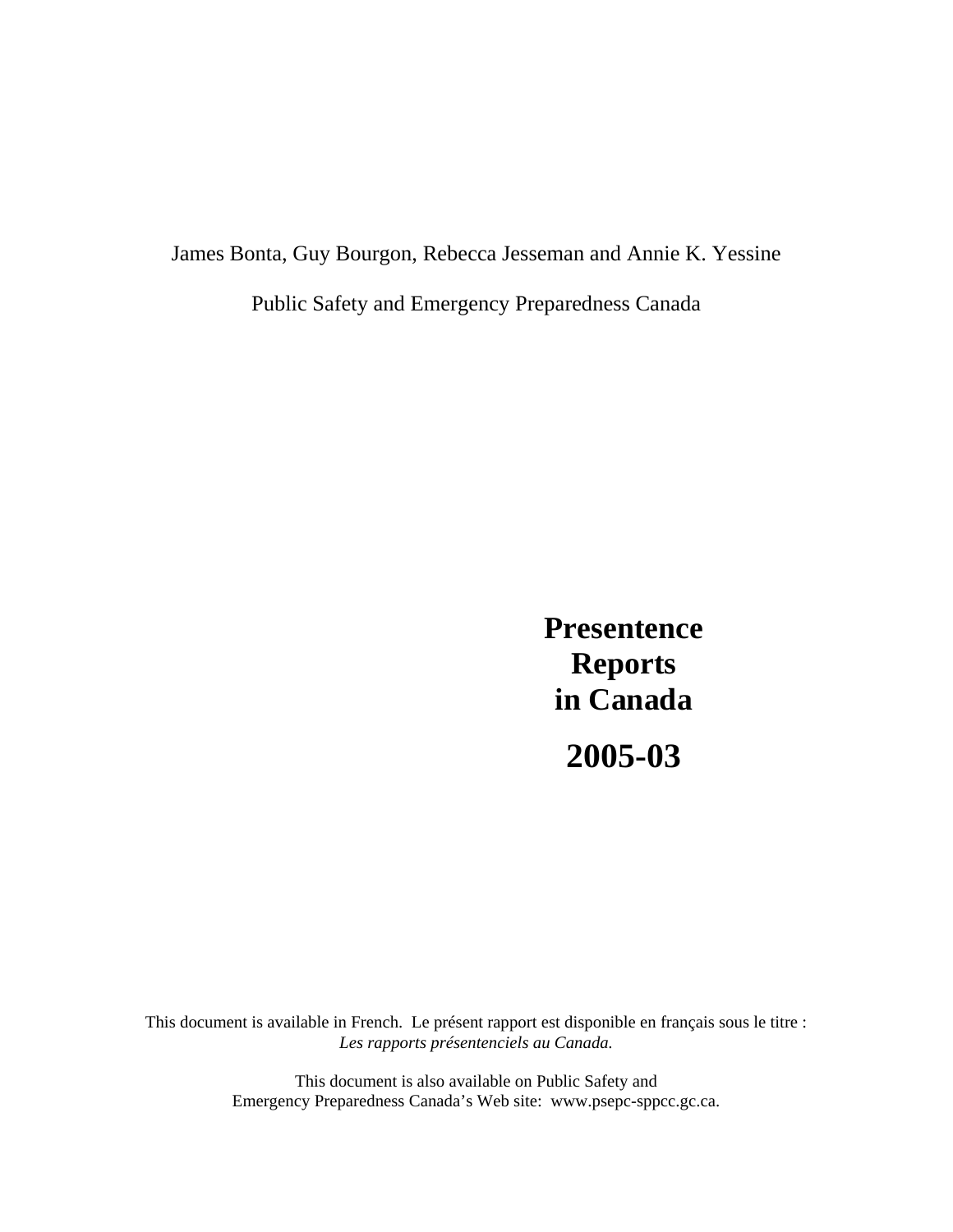James Bonta, Guy Bourgon, Rebecca Jesseman and Annie K. Yessine

Public Safety and Emergency Preparedness Canada

# Presentence Reports in Canada

# 2005-03

This document is available in French. Le présent rapport est disponible en français sous le titre : *Les rapports présentenciels au Canada.*

This document is also available on Public Safety and Emergency Preparedness Canada's Web site: www.psepc-sppcc.gc.ca.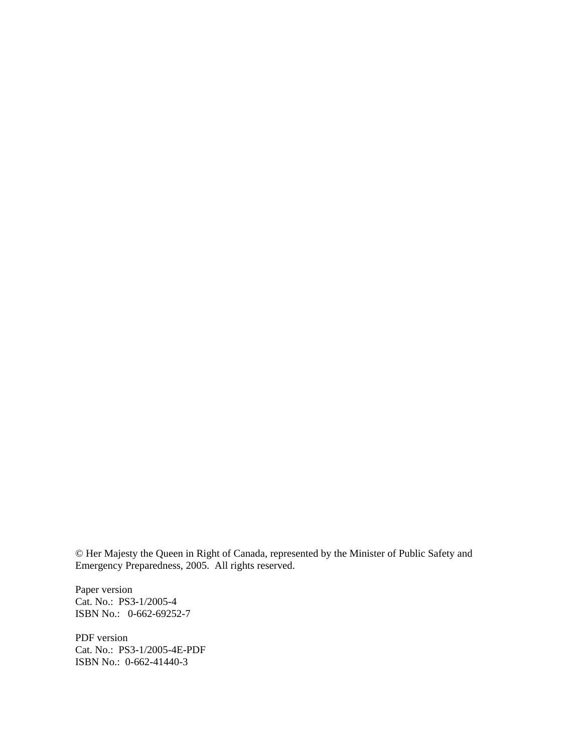© Her Majesty the Queen in Right of Canada, represented by the Minister of Public Safety and Emergency Preparedness, 2005. All rights reserved.

Paper version
Cat. No.: PS3-1/2005-4
ISBN No.: 0-662-69252-7

PDF version
Cat. No.: PS3-1/2005-4E-PDF
ISBN No.: 0-662-41440-3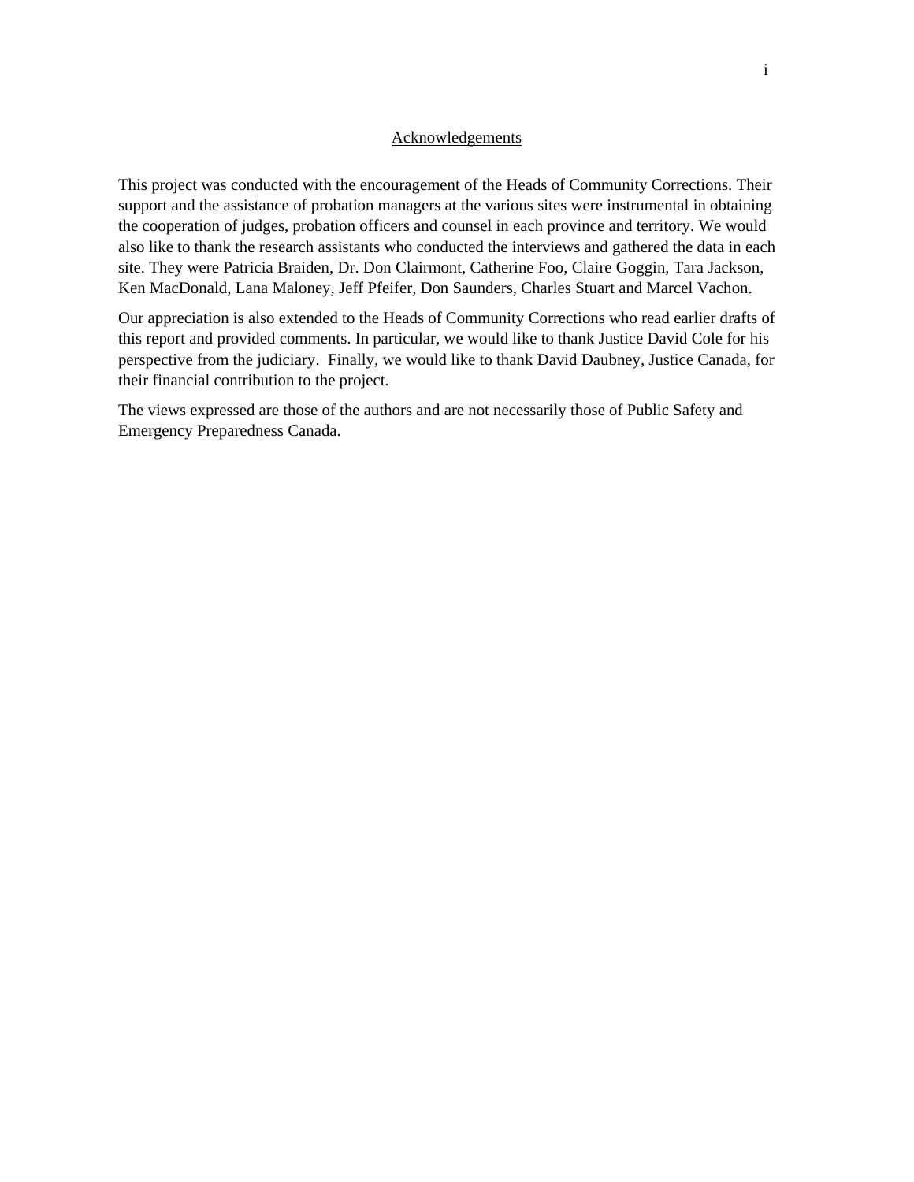## Acknowledgements

This project was conducted with the encouragement of the Heads of Community Corrections. Their support and the assistance of probation managers at the various sites were instrumental in obtaining the cooperation of judges, probation officers and counsel in each province and territory. We would also like to thank the research assistants who conducted the interviews and gathered the data in each site. They were Patricia Braiden, Dr. Don Clairmont, Catherine Foo, Claire Goggin, Tara Jackson, Ken MacDonald, Lana Maloney, Jeff Pfeifer, Don Saunders, Charles Stuart and Marcel Vachon.

Our appreciation is also extended to the Heads of Community Corrections who read earlier drafts of this report and provided comments. In particular, we would like to thank Justice David Cole for his perspective from the judiciary. Finally, we would like to thank David Daubney, Justice Canada, for their financial contribution to the project.

The views expressed are those of the authors and are not necessarily those of Public Safety and Emergency Preparedness Canada.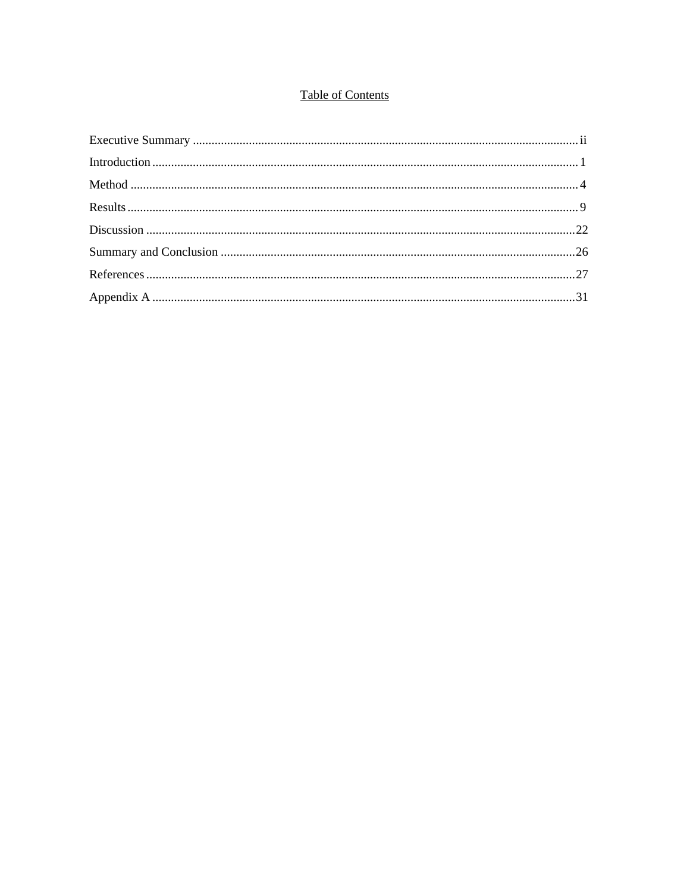# Table of Contents

Executive Summary ........................................................................................................................ ii

Introduction ........................................................................................................................................ 1

Method ............................................................................................................................................... 4

Results ................................................................................................................................................ 9

Discussion ........................................................................................................................................ 22

Summary and Conclusion ................................................................................................................ 26

References ........................................................................................................................................ 27

Appendix A ....................................................................................................................................... 31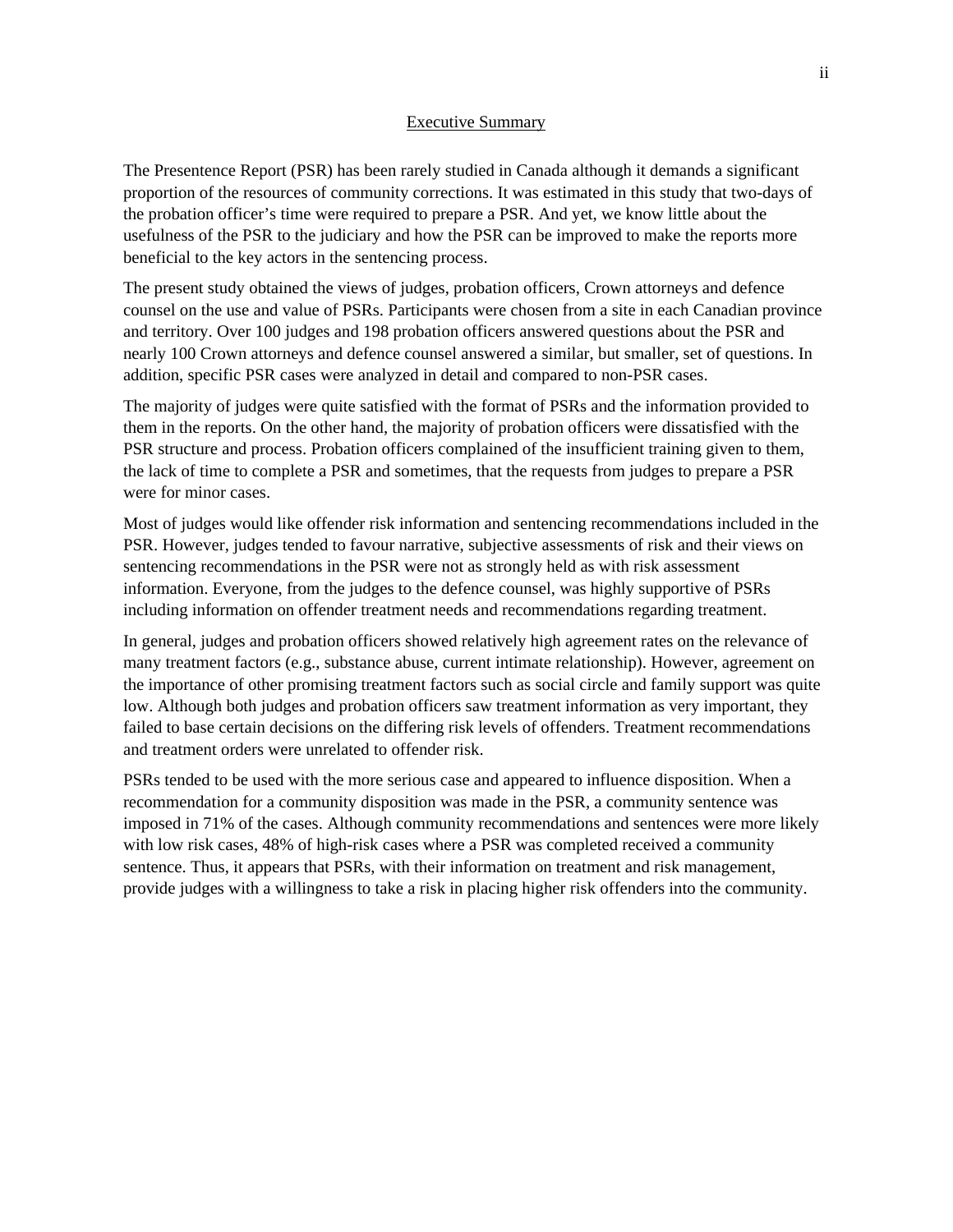## Executive Summary

The Presentence Report (PSR) has been rarely studied in Canada although it demands a significant proportion of the resources of community corrections. It was estimated in this study that two-days of the probation officer's time were required to prepare a PSR. And yet, we know little about the usefulness of the PSR to the judiciary and how the PSR can be improved to make the reports more beneficial to the key actors in the sentencing process.

The present study obtained the views of judges, probation officers, Crown attorneys and defence counsel on the use and value of PSRs. Participants were chosen from a site in each Canadian province and territory. Over 100 judges and 198 probation officers answered questions about the PSR and nearly 100 Crown attorneys and defence counsel answered a similar, but smaller, set of questions. In addition, specific PSR cases were analyzed in detail and compared to non-PSR cases.

The majority of judges were quite satisfied with the format of PSRs and the information provided to them in the reports. On the other hand, the majority of probation officers were dissatisfied with the PSR structure and process. Probation officers complained of the insufficient training given to them, the lack of time to complete a PSR and sometimes, that the requests from judges to prepare a PSR were for minor cases.

Most of judges would like offender risk information and sentencing recommendations included in the PSR. However, judges tended to favour narrative, subjective assessments of risk and their views on sentencing recommendations in the PSR were not as strongly held as with risk assessment information. Everyone, from the judges to the defence counsel, was highly supportive of PSRs including information on offender treatment needs and recommendations regarding treatment.

In general, judges and probation officers showed relatively high agreement rates on the relevance of many treatment factors (e.g., substance abuse, current intimate relationship). However, agreement on the importance of other promising treatment factors such as social circle and family support was quite low. Although both judges and probation officers saw treatment information as very important, they failed to base certain decisions on the differing risk levels of offenders. Treatment recommendations and treatment orders were unrelated to offender risk.

PSRs tended to be used with the more serious case and appeared to influence disposition. When a recommendation for a community disposition was made in the PSR, a community sentence was imposed in 71% of the cases. Although community recommendations and sentences were more likely with low risk cases, 48% of high-risk cases where a PSR was completed received a community sentence. Thus, it appears that PSRs, with their information on treatment and risk management, provide judges with a willingness to take a risk in placing higher risk offenders into the community.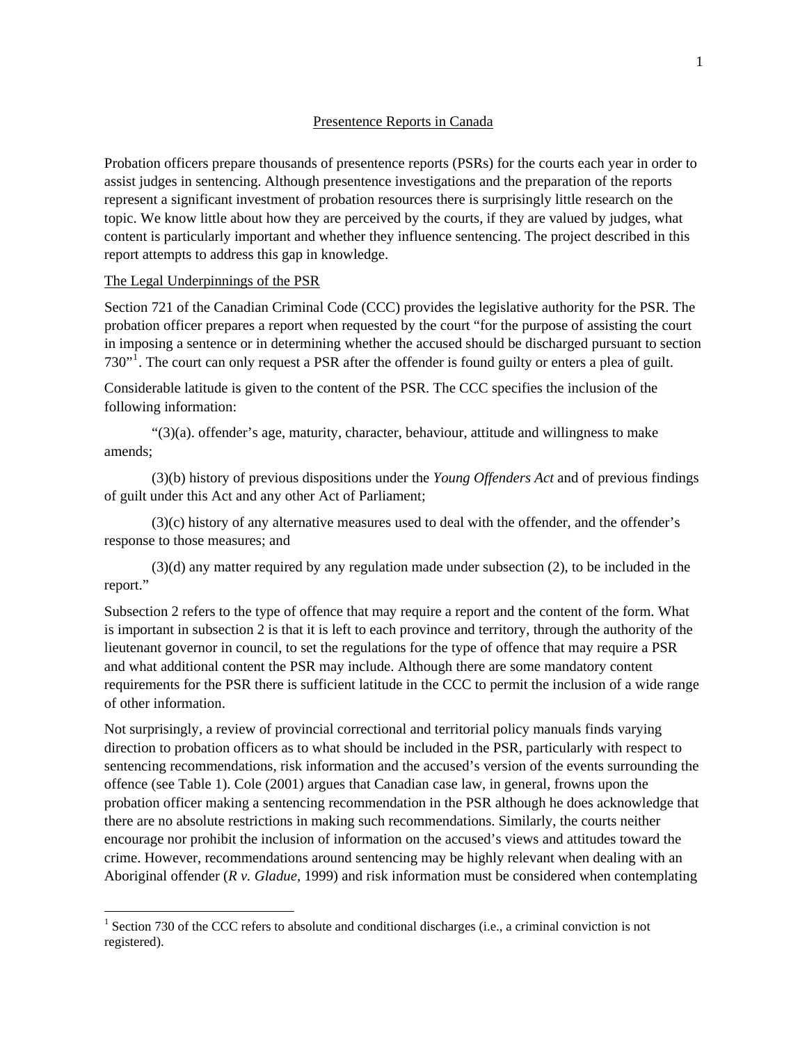# Presentence Reports in Canada

Probation officers prepare thousands of presentence reports (PSRs) for the courts each year in order to assist judges in sentencing. Although presentence investigations and the preparation of the reports represent a significant investment of probation resources there is surprisingly little research on the topic. We know little about how they are perceived by the courts, if they are valued by judges, what content is particularly important and whether they influence sentencing. The project described in this report attempts to address this gap in knowledge.

## The Legal Underpinnings of the PSR

Section 721 of the Canadian Criminal Code (CCC) provides the legislative authority for the PSR. The probation officer prepares a report when requested by the court "for the purpose of assisting the court in imposing a sentence or in determining whether the accused should be discharged pursuant to section 730"[1]. The court can only request a PSR after the offender is found guilty or enters a plea of guilt.

Considerable latitude is given to the content of the PSR. The CCC specifies the inclusion of the following information:

"(3)(a). offender's age, maturity, character, behaviour, attitude and willingness to make amends;

(3)(b) history of previous dispositions under the *Young Offenders Act* and of previous findings of guilt under this Act and any other Act of Parliament;

(3)(c) history of any alternative measures used to deal with the offender, and the offender's response to those measures; and

(3)(d) any matter required by any regulation made under subsection (2), to be included in the report."

Subsection 2 refers to the type of offence that may require a report and the content of the form. What is important in subsection 2 is that it is left to each province and territory, through the authority of the lieutenant governor in council, to set the regulations for the type of offence that may require a PSR and what additional content the PSR may include. Although there are some mandatory content requirements for the PSR there is sufficient latitude in the CCC to permit the inclusion of a wide range of other information.

Not surprisingly, a review of provincial correctional and territorial policy manuals finds varying direction to probation officers as to what should be included in the PSR, particularly with respect to sentencing recommendations, risk information and the accused's version of the events surrounding the offence (see Table 1). Cole (2001) argues that Canadian case law, in general, frowns upon the probation officer making a sentencing recommendation in the PSR although he does acknowledge that there are no absolute restrictions in making such recommendations. Similarly, the courts neither encourage nor prohibit the inclusion of information on the accused's views and attitudes toward the crime. However, recommendations around sentencing may be highly relevant when dealing with an Aboriginal offender (*R v. Gladue*, 1999) and risk information must be considered when contemplating

[1] Section 730 of the CCC refers to absolute and conditional discharges (i.e., a criminal conviction is not registered).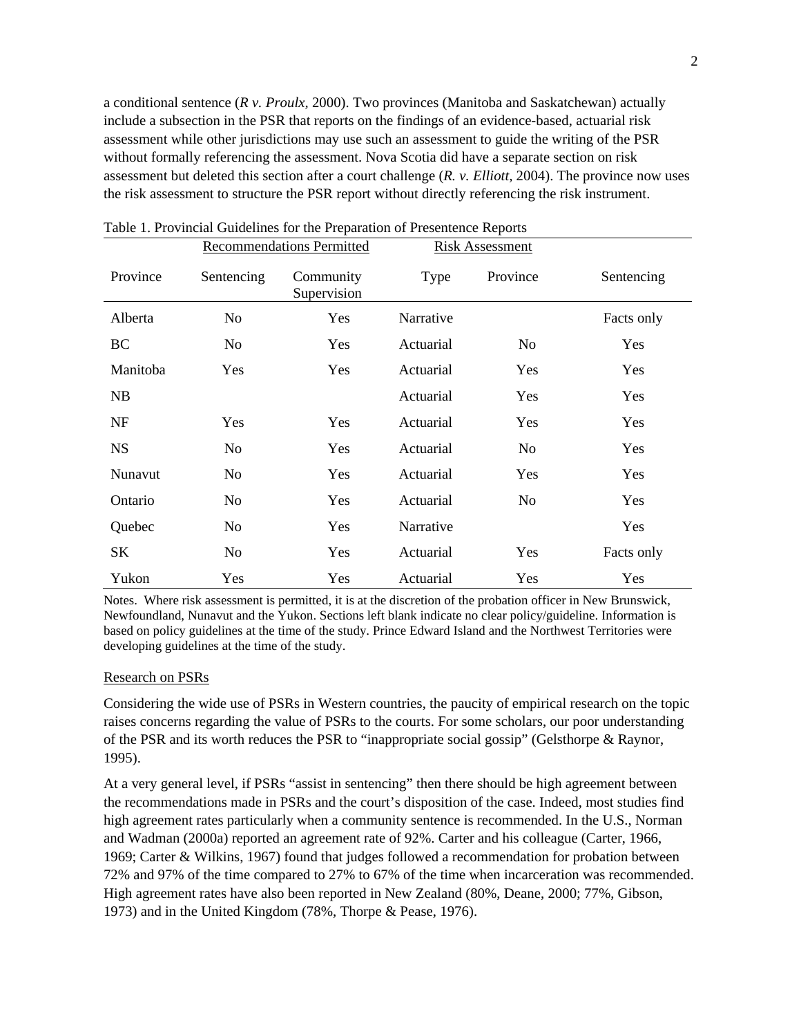a conditional sentence (*R v. Proulx*, 2000). Two provinces (Manitoba and Saskatchewan) actually include a subsection in the PSR that reports on the findings of an evidence-based, actuarial risk assessment while other jurisdictions may use such an assessment to guide the writing of the PSR without formally referencing the assessment. Nova Scotia did have a separate section on risk assessment but deleted this section after a court challenge (*R. v. Elliott*, 2004). The province now uses the risk assessment to structure the PSR report without directly referencing the risk instrument.

Table 1. Provincial Guidelines for the Preparation of Presentence Reports

| | Recommendations Permitted | | Risk Assessment | | |
|---|---|---|---|---|---|
| Province | Sentencing | Community Supervision | Type | Province | Sentencing |
| Alberta | No | Yes | Narrative | | Facts only |
| BC | No | Yes | Actuarial | No | Yes |
| Manitoba | Yes | Yes | Actuarial | Yes | Yes |
| NB | | | Actuarial | Yes | Yes |
| NF | Yes | Yes | Actuarial | Yes | Yes |
| NS | No | Yes | Actuarial | No | Yes |
| Nunavut | No | Yes | Actuarial | Yes | Yes |
| Ontario | No | Yes | Actuarial | No | Yes |
| Quebec | No | Yes | Narrative | | Yes |
| SK | No | Yes | Actuarial | Yes | Facts only |
| Yukon | Yes | Yes | Actuarial | Yes | Yes |

Notes. Where risk assessment is permitted, it is at the discretion of the probation officer in New Brunswick, Newfoundland, Nunavut and the Yukon. Sections left blank indicate no clear policy/guideline. Information is based on policy guidelines at the time of the study. Prince Edward Island and the Northwest Territories were developing guidelines at the time of the study.

## Research on PSRs

Considering the wide use of PSRs in Western countries, the paucity of empirical research on the topic raises concerns regarding the value of PSRs to the courts. For some scholars, our poor understanding of the PSR and its worth reduces the PSR to "inappropriate social gossip" (Gelsthorpe & Raynor, 1995).

At a very general level, if PSRs "assist in sentencing" then there should be high agreement between the recommendations made in PSRs and the court's disposition of the case. Indeed, most studies find high agreement rates particularly when a community sentence is recommended. In the U.S., Norman and Wadman (2000a) reported an agreement rate of 92%. Carter and his colleague (Carter, 1966, 1969; Carter & Wilkins, 1967) found that judges followed a recommendation for probation between 72% and 97% of the time compared to 27% to 67% of the time when incarceration was recommended. High agreement rates have also been reported in New Zealand (80%, Deane, 2000; 77%, Gibson, 1973) and in the United Kingdom (78%, Thorpe & Pease, 1976).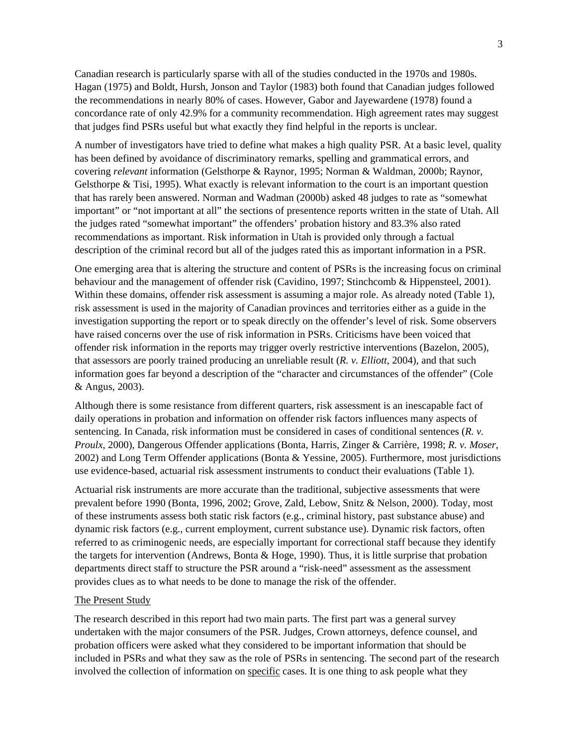Canadian research is particularly sparse with all of the studies conducted in the 1970s and 1980s. Hagan (1975) and Boldt, Hursh, Jonson and Taylor (1983) both found that Canadian judges followed the recommendations in nearly 80% of cases. However, Gabor and Jayewardene (1978) found a concordance rate of only 42.9% for a community recommendation. High agreement rates may suggest that judges find PSRs useful but what exactly they find helpful in the reports is unclear.

A number of investigators have tried to define what makes a high quality PSR. At a basic level, quality has been defined by avoidance of discriminatory remarks, spelling and grammatical errors, and covering *relevant* information (Gelsthorpe & Raynor, 1995; Norman & Waldman, 2000b; Raynor, Gelsthorpe & Tisi, 1995). What exactly is relevant information to the court is an important question that has rarely been answered. Norman and Wadman (2000b) asked 48 judges to rate as "somewhat important" or "not important at all" the sections of presentence reports written in the state of Utah. All the judges rated "somewhat important" the offenders' probation history and 83.3% also rated recommendations as important. Risk information in Utah is provided only through a factual description of the criminal record but all of the judges rated this as important information in a PSR.

One emerging area that is altering the structure and content of PSRs is the increasing focus on criminal behaviour and the management of offender risk (Cavidino, 1997; Stinchcomb & Hippensteel, 2001). Within these domains, offender risk assessment is assuming a major role. As already noted (Table 1), risk assessment is used in the majority of Canadian provinces and territories either as a guide in the investigation supporting the report or to speak directly on the offender's level of risk. Some observers have raised concerns over the use of risk information in PSRs. Criticisms have been voiced that offender risk information in the reports may trigger overly restrictive interventions (Bazelon, 2005), that assessors are poorly trained producing an unreliable result (*R. v. Elliott*, 2004), and that such information goes far beyond a description of the "character and circumstances of the offender" (Cole & Angus, 2003).

Although there is some resistance from different quarters, risk assessment is an inescapable fact of daily operations in probation and information on offender risk factors influences many aspects of sentencing. In Canada, risk information must be considered in cases of conditional sentences (*R. v. Proulx*, 2000), Dangerous Offender applications (Bonta, Harris, Zinger & Carrière, 1998; *R. v. Moser*, 2002) and Long Term Offender applications (Bonta & Yessine, 2005). Furthermore, most jurisdictions use evidence-based, actuarial risk assessment instruments to conduct their evaluations (Table 1).

Actuarial risk instruments are more accurate than the traditional, subjective assessments that were prevalent before 1990 (Bonta, 1996, 2002; Grove, Zald, Lebow, Snitz & Nelson, 2000). Today, most of these instruments assess both static risk factors (e.g., criminal history, past substance abuse) and dynamic risk factors (e.g., current employment, current substance use). Dynamic risk factors, often referred to as criminogenic needs, are especially important for correctional staff because they identify the targets for intervention (Andrews, Bonta & Hoge, 1990). Thus, it is little surprise that probation departments direct staff to structure the PSR around a "risk-need" assessment as the assessment provides clues as to what needs to be done to manage the risk of the offender.

### The Present Study

The research described in this report had two main parts. The first part was a general survey undertaken with the major consumers of the PSR. Judges, Crown attorneys, defence counsel, and probation officers were asked what they considered to be important information that should be included in PSRs and what they saw as the role of PSRs in sentencing. The second part of the research involved the collection of information on specific cases. It is one thing to ask people what they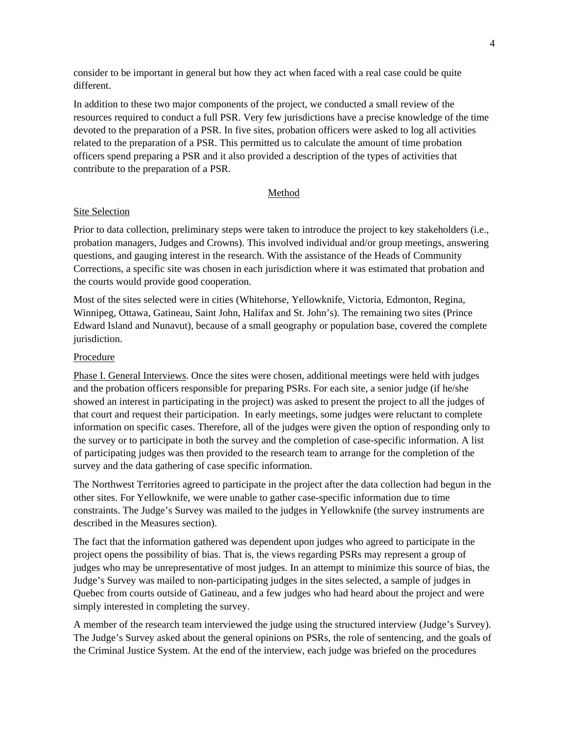consider to be important in general but how they act when faced with a real case could be quite different.

In addition to these two major components of the project, we conducted a small review of the resources required to conduct a full PSR. Very few jurisdictions have a precise knowledge of the time devoted to the preparation of a PSR. In five sites, probation officers were asked to log all activities related to the preparation of a PSR. This permitted us to calculate the amount of time probation officers spend preparing a PSR and it also provided a description of the types of activities that contribute to the preparation of a PSR.

## Method

### Site Selection

Prior to data collection, preliminary steps were taken to introduce the project to key stakeholders (i.e., probation managers, Judges and Crowns). This involved individual and/or group meetings, answering questions, and gauging interest in the research. With the assistance of the Heads of Community Corrections, a specific site was chosen in each jurisdiction where it was estimated that probation and the courts would provide good cooperation.

Most of the sites selected were in cities (Whitehorse, Yellowknife, Victoria, Edmonton, Regina, Winnipeg, Ottawa, Gatineau, Saint John, Halifax and St. John's). The remaining two sites (Prince Edward Island and Nunavut), because of a small geography or population base, covered the complete jurisdiction.

### Procedure

Phase I. General Interviews. Once the sites were chosen, additional meetings were held with judges and the probation officers responsible for preparing PSRs. For each site, a senior judge (if he/she showed an interest in participating in the project) was asked to present the project to all the judges of that court and request their participation. In early meetings, some judges were reluctant to complete information on specific cases. Therefore, all of the judges were given the option of responding only to the survey or to participate in both the survey and the completion of case-specific information. A list of participating judges was then provided to the research team to arrange for the completion of the survey and the data gathering of case specific information.

The Northwest Territories agreed to participate in the project after the data collection had begun in the other sites. For Yellowknife, we were unable to gather case-specific information due to time constraints. The Judge's Survey was mailed to the judges in Yellowknife (the survey instruments are described in the Measures section).

The fact that the information gathered was dependent upon judges who agreed to participate in the project opens the possibility of bias. That is, the views regarding PSRs may represent a group of judges who may be unrepresentative of most judges. In an attempt to minimize this source of bias, the Judge's Survey was mailed to non-participating judges in the sites selected, a sample of judges in Quebec from courts outside of Gatineau, and a few judges who had heard about the project and were simply interested in completing the survey.

A member of the research team interviewed the judge using the structured interview (Judge's Survey). The Judge's Survey asked about the general opinions on PSRs, the role of sentencing, and the goals of the Criminal Justice System. At the end of the interview, each judge was briefed on the procedures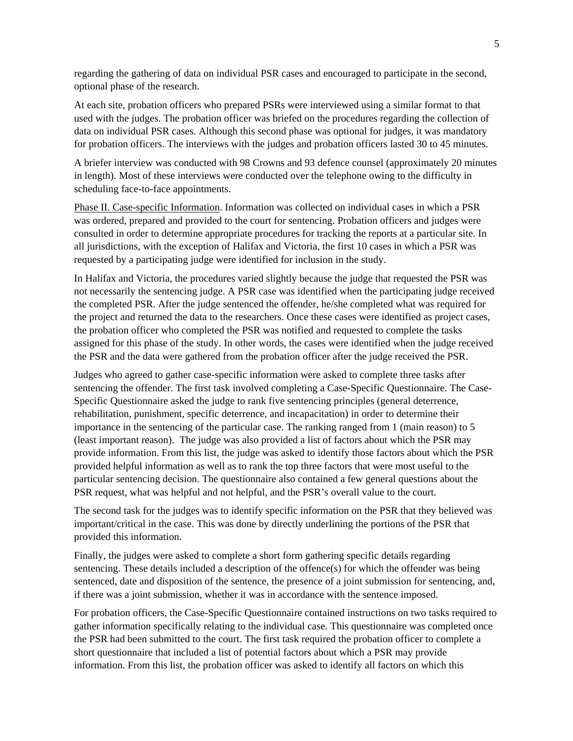regarding the gathering of data on individual PSR cases and encouraged to participate in the second, optional phase of the research.

At each site, probation officers who prepared PSRs were interviewed using a similar format to that used with the judges. The probation officer was briefed on the procedures regarding the collection of data on individual PSR cases. Although this second phase was optional for judges, it was mandatory for probation officers. The interviews with the judges and probation officers lasted 30 to 45 minutes.

A briefer interview was conducted with 98 Crowns and 93 defence counsel (approximately 20 minutes in length). Most of these interviews were conducted over the telephone owing to the difficulty in scheduling face-to-face appointments.

<u>Phase II. Case-specific Information</u>. Information was collected on individual cases in which a PSR was ordered, prepared and provided to the court for sentencing. Probation officers and judges were consulted in order to determine appropriate procedures for tracking the reports at a particular site. In all jurisdictions, with the exception of Halifax and Victoria, the first 10 cases in which a PSR was requested by a participating judge were identified for inclusion in the study.

In Halifax and Victoria, the procedures varied slightly because the judge that requested the PSR was not necessarily the sentencing judge. A PSR case was identified when the participating judge received the completed PSR. After the judge sentenced the offender, he/she completed what was required for the project and returned the data to the researchers. Once these cases were identified as project cases, the probation officer who completed the PSR was notified and requested to complete the tasks assigned for this phase of the study. In other words, the cases were identified when the judge received the PSR and the data were gathered from the probation officer after the judge received the PSR.

Judges who agreed to gather case-specific information were asked to complete three tasks after sentencing the offender. The first task involved completing a Case-Specific Questionnaire. The Case-Specific Questionnaire asked the judge to rank five sentencing principles (general deterrence, rehabilitation, punishment, specific deterrence, and incapacitation) in order to determine their importance in the sentencing of the particular case. The ranking ranged from 1 (main reason) to 5 (least important reason). The judge was also provided a list of factors about which the PSR may provide information. From this list, the judge was asked to identify those factors about which the PSR provided helpful information as well as to rank the top three factors that were most useful to the particular sentencing decision. The questionnaire also contained a few general questions about the PSR request, what was helpful and not helpful, and the PSR's overall value to the court.

The second task for the judges was to identify specific information on the PSR that they believed was important/critical in the case. This was done by directly underlining the portions of the PSR that provided this information.

Finally, the judges were asked to complete a short form gathering specific details regarding sentencing. These details included a description of the offence(s) for which the offender was being sentenced, date and disposition of the sentence, the presence of a joint submission for sentencing, and, if there was a joint submission, whether it was in accordance with the sentence imposed.

For probation officers, the Case-Specific Questionnaire contained instructions on two tasks required to gather information specifically relating to the individual case. This questionnaire was completed once the PSR had been submitted to the court. The first task required the probation officer to complete a short questionnaire that included a list of potential factors about which a PSR may provide information. From this list, the probation officer was asked to identify all factors on which this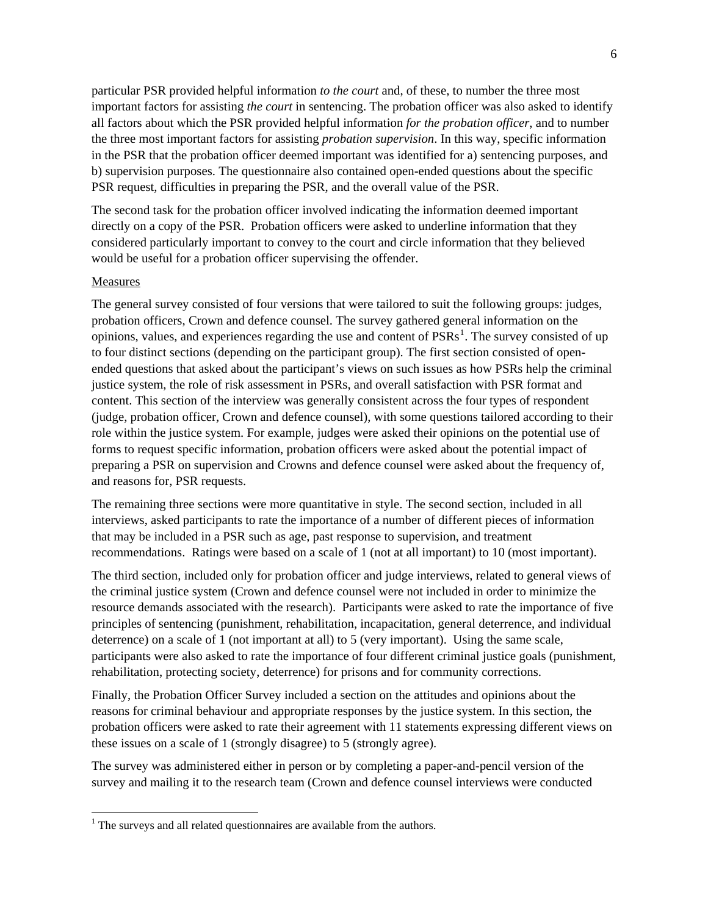particular PSR provided helpful information *to the court* and, of these, to number the three most important factors for assisting *the court* in sentencing. The probation officer was also asked to identify all factors about which the PSR provided helpful information *for the probation officer*, and to number the three most important factors for assisting *probation supervision*. In this way, specific information in the PSR that the probation officer deemed important was identified for a) sentencing purposes, and b) supervision purposes. The questionnaire also contained open-ended questions about the specific PSR request, difficulties in preparing the PSR, and the overall value of the PSR.

The second task for the probation officer involved indicating the information deemed important directly on a copy of the PSR. Probation officers were asked to underline information that they considered particularly important to convey to the court and circle information that they believed would be useful for a probation officer supervising the offender.

Measures

The general survey consisted of four versions that were tailored to suit the following groups: judges, probation officers, Crown and defence counsel. The survey gathered general information on the opinions, values, and experiences regarding the use and content of PSRs[1]. The survey consisted of up to four distinct sections (depending on the participant group). The first section consisted of open-ended questions that asked about the participant's views on such issues as how PSRs help the criminal justice system, the role of risk assessment in PSRs, and overall satisfaction with PSR format and content. This section of the interview was generally consistent across the four types of respondent (judge, probation officer, Crown and defence counsel), with some questions tailored according to their role within the justice system. For example, judges were asked their opinions on the potential use of forms to request specific information, probation officers were asked about the potential impact of preparing a PSR on supervision and Crowns and defence counsel were asked about the frequency of, and reasons for, PSR requests.

The remaining three sections were more quantitative in style. The second section, included in all interviews, asked participants to rate the importance of a number of different pieces of information that may be included in a PSR such as age, past response to supervision, and treatment recommendations. Ratings were based on a scale of 1 (not at all important) to 10 (most important).

The third section, included only for probation officer and judge interviews, related to general views of the criminal justice system (Crown and defence counsel were not included in order to minimize the resource demands associated with the research). Participants were asked to rate the importance of five principles of sentencing (punishment, rehabilitation, incapacitation, general deterrence, and individual deterrence) on a scale of 1 (not important at all) to 5 (very important). Using the same scale, participants were also asked to rate the importance of four different criminal justice goals (punishment, rehabilitation, protecting society, deterrence) for prisons and for community corrections.

Finally, the Probation Officer Survey included a section on the attitudes and opinions about the reasons for criminal behaviour and appropriate responses by the justice system. In this section, the probation officers were asked to rate their agreement with 11 statements expressing different views on these issues on a scale of 1 (strongly disagree) to 5 (strongly agree).

The survey was administered either in person or by completing a paper-and-pencil version of the survey and mailing it to the research team (Crown and defence counsel interviews were conducted

[1] The surveys and all related questionnaires are available from the authors.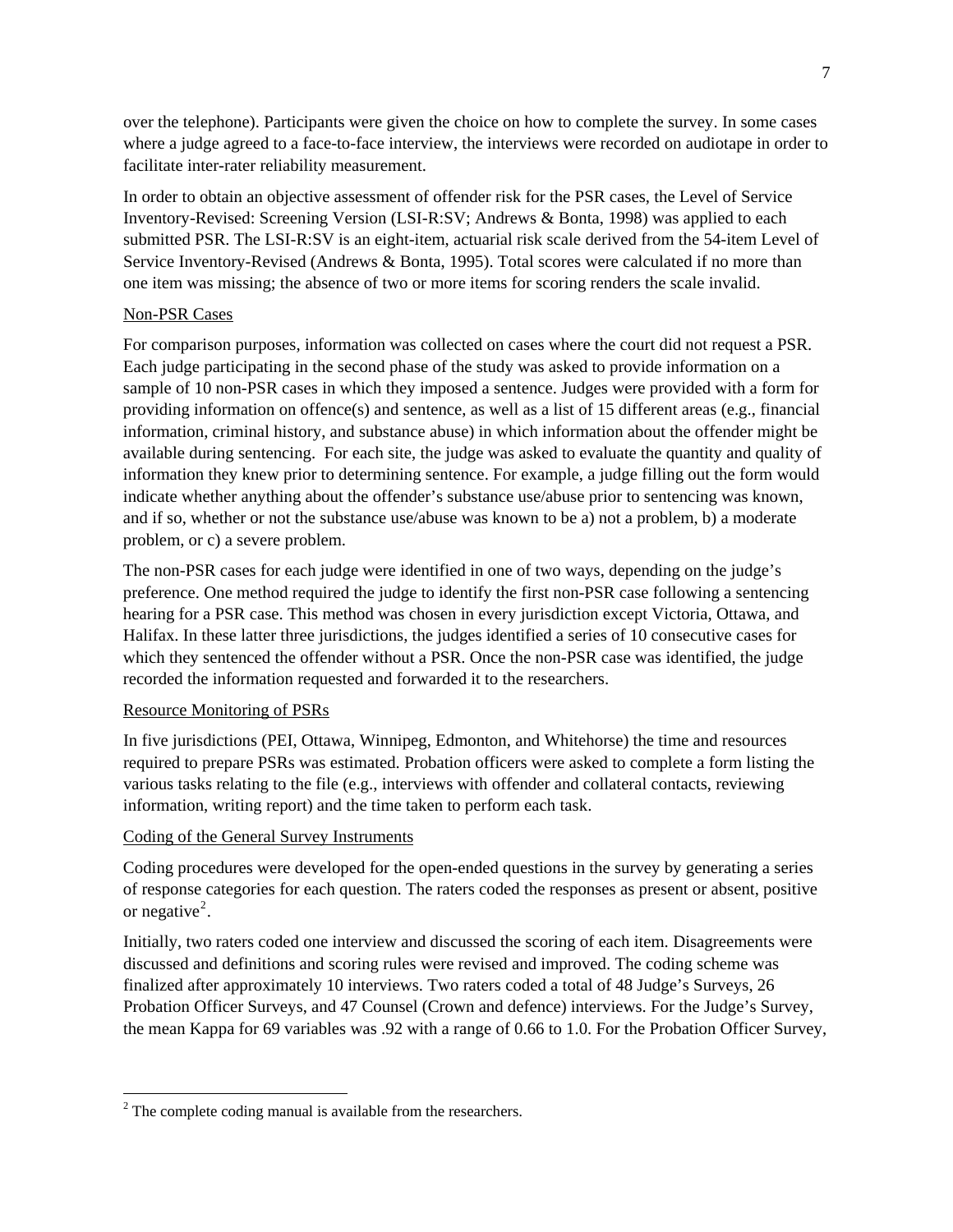over the telephone). Participants were given the choice on how to complete the survey. In some cases where a judge agreed to a face-to-face interview, the interviews were recorded on audiotape in order to facilitate inter-rater reliability measurement.

In order to obtain an objective assessment of offender risk for the PSR cases, the Level of Service Inventory-Revised: Screening Version (LSI-R:SV; Andrews & Bonta, 1998) was applied to each submitted PSR. The LSI-R:SV is an eight-item, actuarial risk scale derived from the 54-item Level of Service Inventory-Revised (Andrews & Bonta, 1995). Total scores were calculated if no more than one item was missing; the absence of two or more items for scoring renders the scale invalid.

### Non-PSR Cases

For comparison purposes, information was collected on cases where the court did not request a PSR. Each judge participating in the second phase of the study was asked to provide information on a sample of 10 non-PSR cases in which they imposed a sentence. Judges were provided with a form for providing information on offence(s) and sentence, as well as a list of 15 different areas (e.g., financial information, criminal history, and substance abuse) in which information about the offender might be available during sentencing. For each site, the judge was asked to evaluate the quantity and quality of information they knew prior to determining sentence. For example, a judge filling out the form would indicate whether anything about the offender's substance use/abuse prior to sentencing was known, and if so, whether or not the substance use/abuse was known to be a) not a problem, b) a moderate problem, or c) a severe problem.

The non-PSR cases for each judge were identified in one of two ways, depending on the judge's preference. One method required the judge to identify the first non-PSR case following a sentencing hearing for a PSR case. This method was chosen in every jurisdiction except Victoria, Ottawa, and Halifax. In these latter three jurisdictions, the judges identified a series of 10 consecutive cases for which they sentenced the offender without a PSR. Once the non-PSR case was identified, the judge recorded the information requested and forwarded it to the researchers.

### Resource Monitoring of PSRs

In five jurisdictions (PEI, Ottawa, Winnipeg, Edmonton, and Whitehorse) the time and resources required to prepare PSRs was estimated. Probation officers were asked to complete a form listing the various tasks relating to the file (e.g., interviews with offender and collateral contacts, reviewing information, writing report) and the time taken to perform each task.

### Coding of the General Survey Instruments

Coding procedures were developed for the open-ended questions in the survey by generating a series of response categories for each question. The raters coded the responses as present or absent, positive or negative[2].

Initially, two raters coded one interview and discussed the scoring of each item. Disagreements were discussed and definitions and scoring rules were revised and improved. The coding scheme was finalized after approximately 10 interviews. Two raters coded a total of 48 Judge's Surveys, 26 Probation Officer Surveys, and 47 Counsel (Crown and defence) interviews. For the Judge's Survey, the mean Kappa for 69 variables was .92 with a range of 0.66 to 1.0. For the Probation Officer Survey,

---

[2] The complete coding manual is available from the researchers.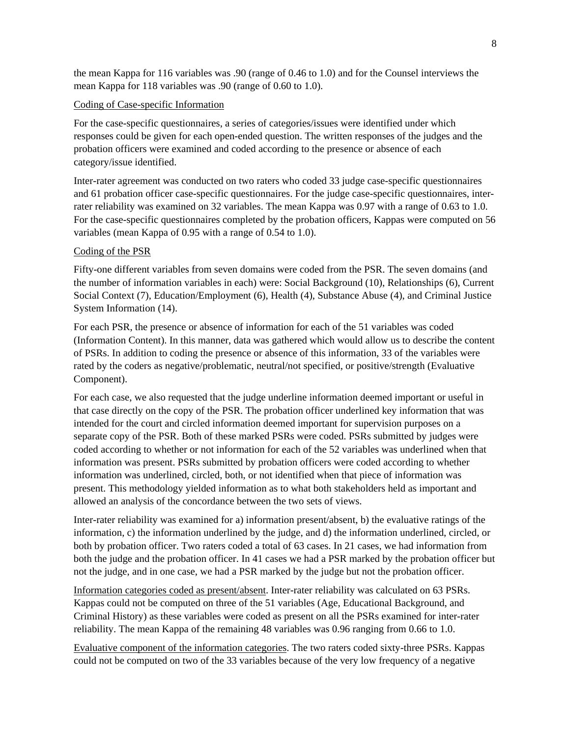the mean Kappa for 116 variables was .90 (range of 0.46 to 1.0) and for the Counsel interviews the mean Kappa for 118 variables was .90 (range of 0.60 to 1.0).

<u>Coding of Case-specific Information</u>

For the case-specific questionnaires, a series of categories/issues were identified under which responses could be given for each open-ended question. The written responses of the judges and the probation officers were examined and coded according to the presence or absence of each category/issue identified.

Inter-rater agreement was conducted on two raters who coded 33 judge case-specific questionnaires and 61 probation officer case-specific questionnaires. For the judge case-specific questionnaires, inter-rater reliability was examined on 32 variables. The mean Kappa was 0.97 with a range of 0.63 to 1.0. For the case-specific questionnaires completed by the probation officers, Kappas were computed on 56 variables (mean Kappa of 0.95 with a range of 0.54 to 1.0).

<u>Coding of the PSR</u>

Fifty-one different variables from seven domains were coded from the PSR. The seven domains (and the number of information variables in each) were: Social Background (10), Relationships (6), Current Social Context (7), Education/Employment (6), Health (4), Substance Abuse (4), and Criminal Justice System Information (14).

For each PSR, the presence or absence of information for each of the 51 variables was coded (Information Content). In this manner, data was gathered which would allow us to describe the content of PSRs. In addition to coding the presence or absence of this information, 33 of the variables were rated by the coders as negative/problematic, neutral/not specified, or positive/strength (Evaluative Component).

For each case, we also requested that the judge underline information deemed important or useful in that case directly on the copy of the PSR. The probation officer underlined key information that was intended for the court and circled information deemed important for supervision purposes on a separate copy of the PSR. Both of these marked PSRs were coded. PSRs submitted by judges were coded according to whether or not information for each of the 52 variables was underlined when that information was present. PSRs submitted by probation officers were coded according to whether information was underlined, circled, both, or not identified when that piece of information was present. This methodology yielded information as to what both stakeholders held as important and allowed an analysis of the concordance between the two sets of views.

Inter-rater reliability was examined for a) information present/absent, b) the evaluative ratings of the information, c) the information underlined by the judge, and d) the information underlined, circled, or both by probation officer. Two raters coded a total of 63 cases. In 21 cases, we had information from both the judge and the probation officer. In 41 cases we had a PSR marked by the probation officer but not the judge, and in one case, we had a PSR marked by the judge but not the probation officer.

<u>Information categories coded as present/absent</u>. Inter-rater reliability was calculated on 63 PSRs. Kappas could not be computed on three of the 51 variables (Age, Educational Background, and Criminal History) as these variables were coded as present on all the PSRs examined for inter-rater reliability. The mean Kappa of the remaining 48 variables was 0.96 ranging from 0.66 to 1.0.

<u>Evaluative component of the information categories</u>. The two raters coded sixty-three PSRs. Kappas could not be computed on two of the 33 variables because of the very low frequency of a negative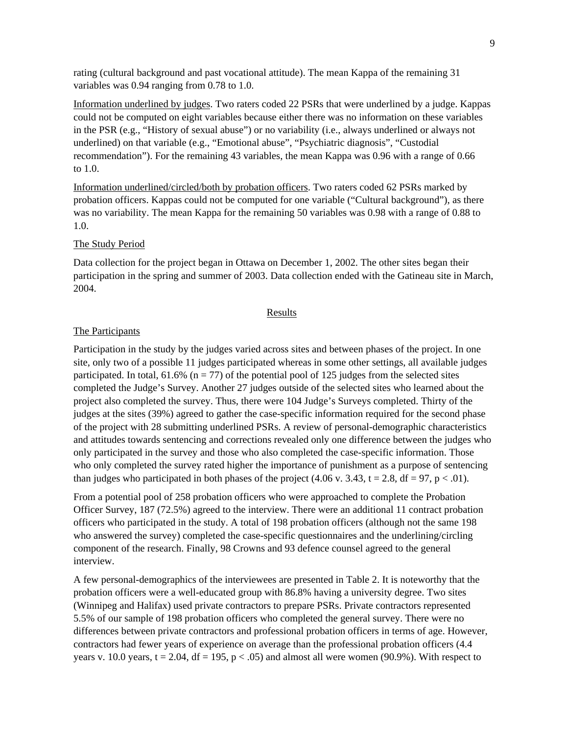rating (cultural background and past vocational attitude). The mean Kappa of the remaining 31 variables was 0.94 ranging from 0.78 to 1.0.

Information underlined by judges. Two raters coded 22 PSRs that were underlined by a judge. Kappas could not be computed on eight variables because either there was no information on these variables in the PSR (e.g., "History of sexual abuse") or no variability (i.e., always underlined or always not underlined) on that variable (e.g., "Emotional abuse", "Psychiatric diagnosis", "Custodial recommendation"). For the remaining 43 variables, the mean Kappa was 0.96 with a range of 0.66 to 1.0.

Information underlined/circled/both by probation officers. Two raters coded 62 PSRs marked by probation officers. Kappas could not be computed for one variable ("Cultural background"), as there was no variability. The mean Kappa for the remaining 50 variables was 0.98 with a range of 0.88 to 1.0.

The Study Period

Data collection for the project began in Ottawa on December 1, 2002. The other sites began their participation in the spring and summer of 2003. Data collection ended with the Gatineau site in March, 2004.

## Results

### The Participants

Participation in the study by the judges varied across sites and between phases of the project. In one site, only two of a possible 11 judges participated whereas in some other settings, all available judges participated. In total, 61.6% ($n = 77$) of the potential pool of 125 judges from the selected sites completed the Judge's Survey. Another 27 judges outside of the selected sites who learned about the project also completed the survey. Thus, there were 104 Judge's Surveys completed. Thirty of the judges at the sites (39%) agreed to gather the case-specific information required for the second phase of the project with 28 submitting underlined PSRs. A review of personal-demographic characteristics and attitudes towards sentencing and corrections revealed only one difference between the judges who only participated in the survey and those who also completed the case-specific information. Those who only completed the survey rated higher the importance of punishment as a purpose of sentencing than judges who participated in both phases of the project (4.06 v. 3.43, $t = 2.8$, $df = 97$, $p < .01$).

From a potential pool of 258 probation officers who were approached to complete the Probation Officer Survey, 187 (72.5%) agreed to the interview. There were an additional 11 contract probation officers who participated in the study. A total of 198 probation officers (although not the same 198 who answered the survey) completed the case-specific questionnaires and the underlining/circling component of the research. Finally, 98 Crowns and 93 defence counsel agreed to the general interview.

A few personal-demographics of the interviewees are presented in Table 2. It is noteworthy that the probation officers were a well-educated group with 86.8% having a university degree. Two sites (Winnipeg and Halifax) used private contractors to prepare PSRs. Private contractors represented 5.5% of our sample of 198 probation officers who completed the general survey. There were no differences between private contractors and professional probation officers in terms of age. However, contractors had fewer years of experience on average than the professional probation officers (4.4 years v. 10.0 years, $t = 2.04$, $df = 195$, $p < .05$) and almost all were women (90.9%). With respect to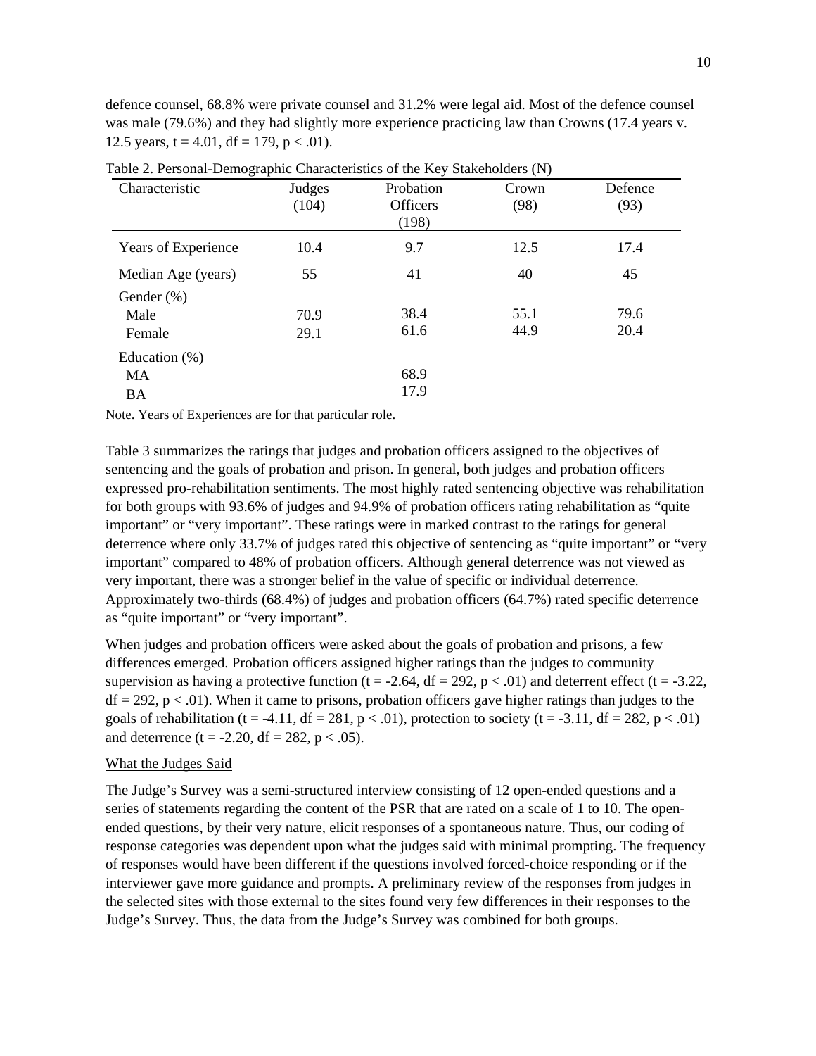defence counsel, 68.8% were private counsel and 31.2% were legal aid. Most of the defence counsel was male (79.6%) and they had slightly more experience practicing law than Crowns (17.4 years v. 12.5 years, $t = 4.01$, $df = 179$, $p < .01$).

Table 2. Personal-Demographic Characteristics of the Key Stakeholders (N)

| Characteristic | Judges (104) | Probation Officers (198) | Crown (98) | Defence (93) |
|---|---|---|---|---|
| Years of Experience | 10.4 | 9.7 | 12.5 | 17.4 |
| Median Age (years) | 55 | 41 | 40 | 45 |
| Gender (%) | | | | |
| Male | 70.9 | 38.4 | 55.1 | 79.6 |
| Female | 29.1 | 61.6 | 44.9 | 20.4 |
| Education (%) | | | | |
| MA | | 68.9 | | |
| BA | | 17.9 | | |

Note. Years of Experiences are for that particular role.

Table 3 summarizes the ratings that judges and probation officers assigned to the objectives of sentencing and the goals of probation and prison. In general, both judges and probation officers expressed pro-rehabilitation sentiments. The most highly rated sentencing objective was rehabilitation for both groups with 93.6% of judges and 94.9% of probation officers rating rehabilitation as "quite important" or "very important". These ratings were in marked contrast to the ratings for general deterrence where only 33.7% of judges rated this objective of sentencing as "quite important" or "very important" compared to 48% of probation officers. Although general deterrence was not viewed as very important, there was a stronger belief in the value of specific or individual deterrence. Approximately two-thirds (68.4%) of judges and probation officers (64.7%) rated specific deterrence as "quite important" or "very important".

When judges and probation officers were asked about the goals of probation and prisons, a few differences emerged. Probation officers assigned higher ratings than the judges to community supervision as having a protective function ($t = -2.64$, $df = 292$, $p < .01$) and deterrent effect ($t = -3.22$, $df = 292$, $p < .01$). When it came to prisons, probation officers gave higher ratings than judges to the goals of rehabilitation ($t = -4.11$, $df = 281$, $p < .01$), protection to society ($t = -3.11$, $df = 282$, $p < .01$) and deterrence ($t = -2.20$, $df = 282$, $p < .05$).

What the Judges Said

The Judge's Survey was a semi-structured interview consisting of 12 open-ended questions and a series of statements regarding the content of the PSR that are rated on a scale of 1 to 10. The open-ended questions, by their very nature, elicit responses of a spontaneous nature. Thus, our coding of response categories was dependent upon what the judges said with minimal prompting. The frequency of responses would have been different if the questions involved forced-choice responding or if the interviewer gave more guidance and prompts. A preliminary review of the responses from judges in the selected sites with those external to the sites found very few differences in their responses to the Judge's Survey. Thus, the data from the Judge's Survey was combined for both groups.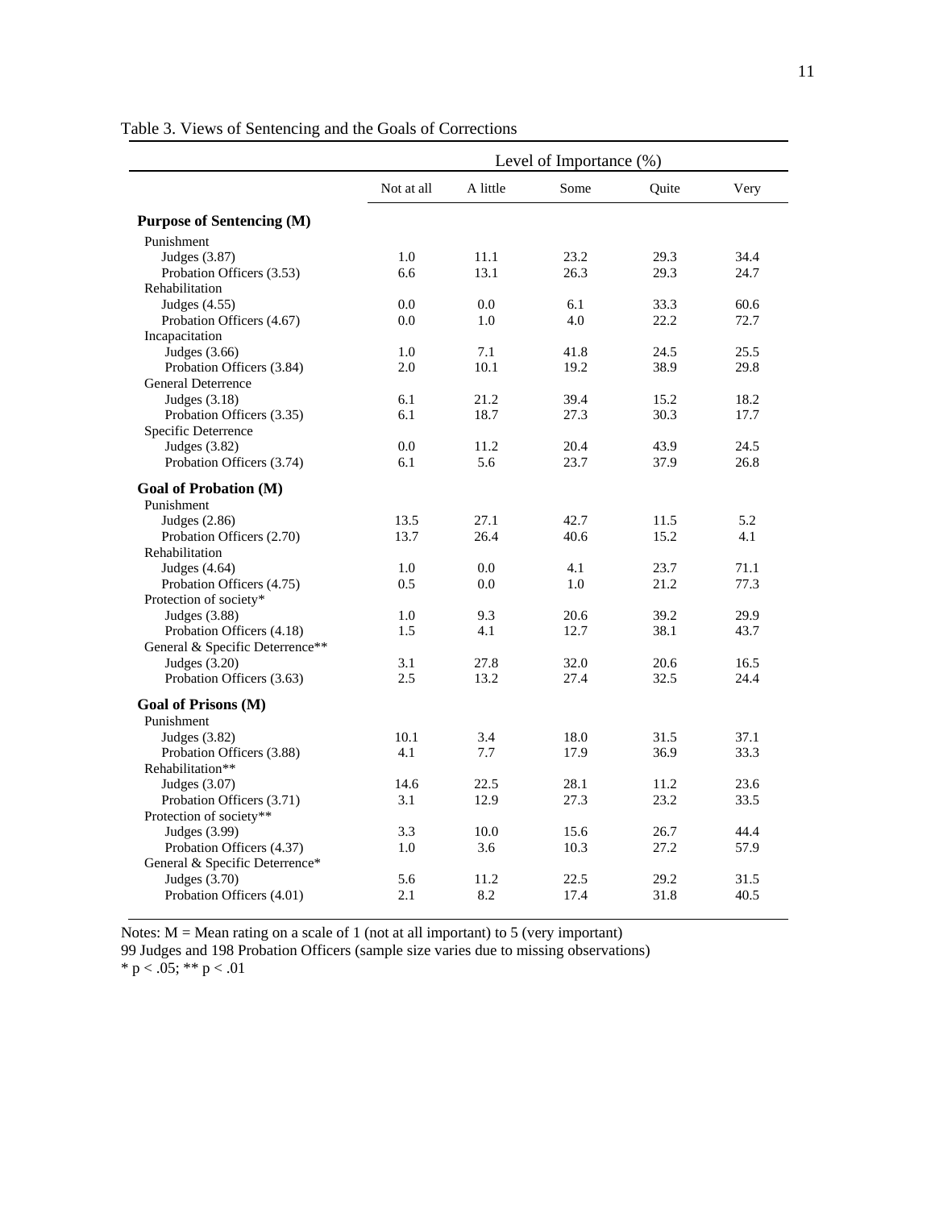Table 3. Views of Sentencing and the Goals of Corrections

| | Level of Importance (%) | | | | |
|---|---|---|---|---|---|
| | Not at all | A little | Some | Quite | Very |
| **Purpose of Sentencing (M)** | | | | | |
| Punishment | | | | | |
| Judges (3.87) | 1.0 | 11.1 | 23.2 | 29.3 | 34.4 |
| Probation Officers (3.53) | 6.6 | 13.1 | 26.3 | 29.3 | 24.7 |
| Rehabilitation | | | | | |
| Judges (4.55) | 0.0 | 0.0 | 6.1 | 33.3 | 60.6 |
| Probation Officers (4.67) | 0.0 | 1.0 | 4.0 | 22.2 | 72.7 |
| Incapacitation | | | | | |
| Judges (3.66) | 1.0 | 7.1 | 41.8 | 24.5 | 25.5 |
| Probation Officers (3.84) | 2.0 | 10.1 | 19.2 | 38.9 | 29.8 |
| General Deterrence | | | | | |
| Judges (3.18) | 6.1 | 21.2 | 39.4 | 15.2 | 18.2 |
| Probation Officers (3.35) | 6.1 | 18.7 | 27.3 | 30.3 | 17.7 |
| Specific Deterrence | | | | | |
| Judges (3.82) | 0.0 | 11.2 | 20.4 | 43.9 | 24.5 |
| Probation Officers (3.74) | 6.1 | 5.6 | 23.7 | 37.9 | 26.8 |
| **Goal of Probation (M)** | | | | | |
| Punishment | | | | | |
| Judges (2.86) | 13.5 | 27.1 | 42.7 | 11.5 | 5.2 |
| Probation Officers (2.70) | 13.7 | 26.4 | 40.6 | 15.2 | 4.1 |
| Rehabilitation | | | | | |
| Judges (4.64) | 1.0 | 0.0 | 4.1 | 23.7 | 71.1 |
| Probation Officers (4.75) | 0.5 | 0.0 | 1.0 | 21.2 | 77.3 |
| Protection of society* | | | | | |
| Judges (3.88) | 1.0 | 9.3 | 20.6 | 39.2 | 29.9 |
| Probation Officers (4.18) | 1.5 | 4.1 | 12.7 | 38.1 | 43.7 |
| General & Specific Deterrence** | | | | | |
| Judges (3.20) | 3.1 | 27.8 | 32.0 | 20.6 | 16.5 |
| Probation Officers (3.63) | 2.5 | 13.2 | 27.4 | 32.5 | 24.4 |
| **Goal of Prisons (M)** | | | | | |
| Punishment | | | | | |
| Judges (3.82) | 10.1 | 3.4 | 18.0 | 31.5 | 37.1 |
| Probation Officers (3.88) | 4.1 | 7.7 | 17.9 | 36.9 | 33.3 |
| Rehabilitation** | | | | | |
| Judges (3.07) | 14.6 | 22.5 | 28.1 | 11.2 | 23.6 |
| Probation Officers (3.71) | 3.1 | 12.9 | 27.3 | 23.2 | 33.5 |
| Protection of society** | | | | | |
| Judges (3.99) | 3.3 | 10.0 | 15.6 | 26.7 | 44.4 |
| Probation Officers (4.37) | 1.0 | 3.6 | 10.3 | 27.2 | 57.9 |
| General & Specific Deterrence* | | | | | |
| Judges (3.70) | 5.6 | 11.2 | 22.5 | 29.2 | 31.5 |
| Probation Officers (4.01) | 2.1 | 8.2 | 17.4 | 31.8 | 40.5 |

Notes: M = Mean rating on a scale of 1 (not at all important) to 5 (very important)
99 Judges and 198 Probation Officers (sample size varies due to missing observations)
* $p < .05$; ** $p < .01$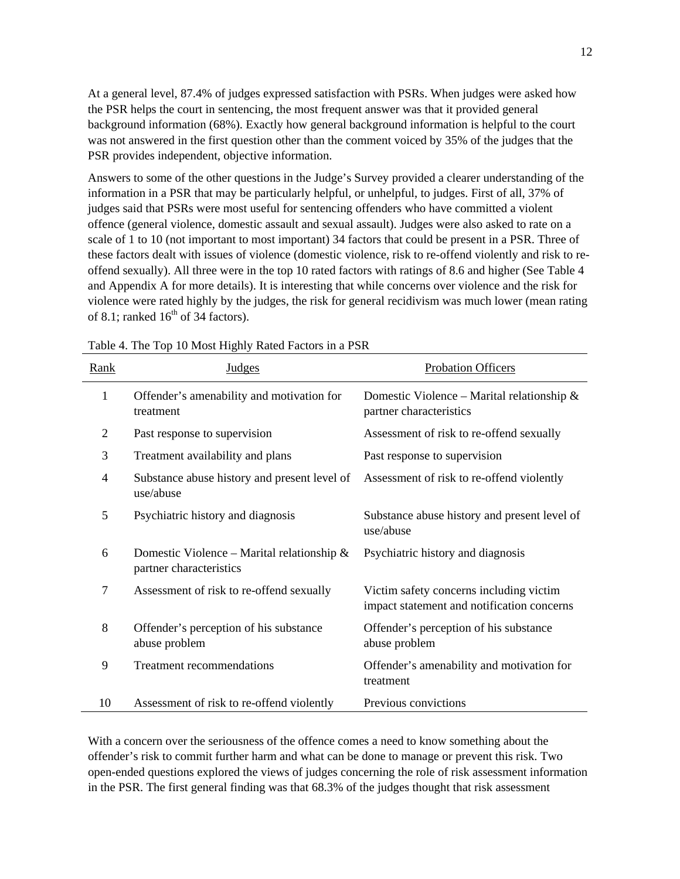At a general level, 87.4% of judges expressed satisfaction with PSRs. When judges were asked how the PSR helps the court in sentencing, the most frequent answer was that it provided general background information (68%). Exactly how general background information is helpful to the court was not answered in the first question other than the comment voiced by 35% of the judges that the PSR provides independent, objective information.

Answers to some of the other questions in the Judge's Survey provided a clearer understanding of the information in a PSR that may be particularly helpful, or unhelpful, to judges. First of all, 37% of judges said that PSRs were most useful for sentencing offenders who have committed a violent offence (general violence, domestic assault and sexual assault). Judges were also asked to rate on a scale of 1 to 10 (not important to most important) 34 factors that could be present in a PSR. Three of these factors dealt with issues of violence (domestic violence, risk to re-offend violently and risk to re-offend sexually). All three were in the top 10 rated factors with ratings of 8.6 and higher (See Table 4 and Appendix A for more details). It is interesting that while concerns over violence and the risk for violence were rated highly by the judges, the risk for general recidivism was much lower (mean rating of 8.1; ranked 16th of 34 factors).

Table 4. The Top 10 Most Highly Rated Factors in a PSR

| Rank | Judges | Probation Officers |
|---|---|---|
| 1 | Offender's amenability and motivation for treatment | Domestic Violence – Marital relationship & partner characteristics |
| 2 | Past response to supervision | Assessment of risk to re-offend sexually |
| 3 | Treatment availability and plans | Past response to supervision |
| 4 | Substance abuse history and present level of use/abuse | Assessment of risk to re-offend violently |
| 5 | Psychiatric history and diagnosis | Substance abuse history and present level of use/abuse |
| 6 | Domestic Violence – Marital relationship & partner characteristics | Psychiatric history and diagnosis |
| 7 | Assessment of risk to re-offend sexually | Victim safety concerns including victim impact statement and notification concerns |
| 8 | Offender's perception of his substance abuse problem | Offender's perception of his substance abuse problem |
| 9 | Treatment recommendations | Offender's amenability and motivation for treatment |
| 10 | Assessment of risk to re-offend violently | Previous convictions |

With a concern over the seriousness of the offence comes a need to know something about the offender's risk to commit further harm and what can be done to manage or prevent this risk. Two open-ended questions explored the views of judges concerning the role of risk assessment information in the PSR. The first general finding was that 68.3% of the judges thought that risk assessment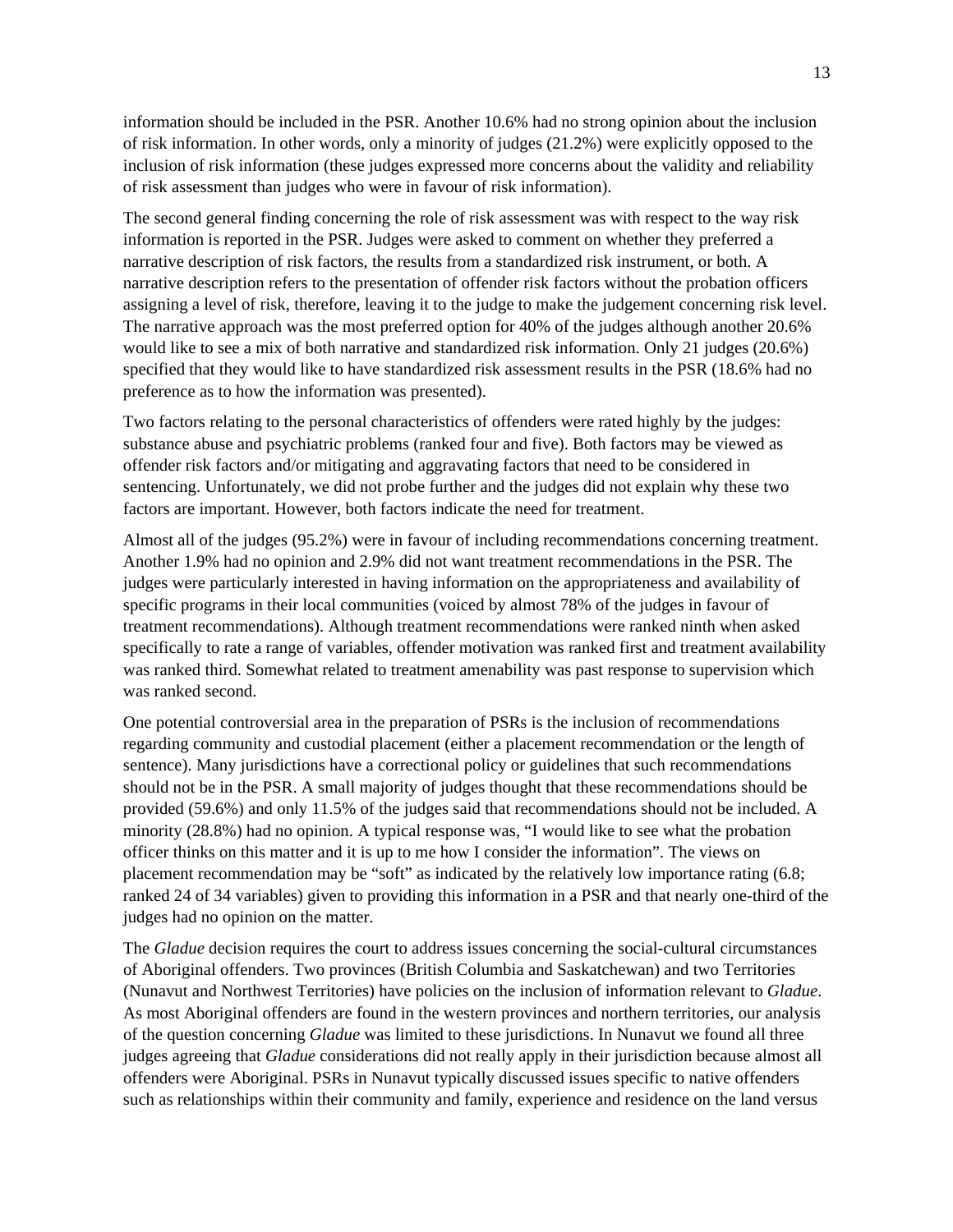information should be included in the PSR. Another 10.6% had no strong opinion about the inclusion of risk information. In other words, only a minority of judges (21.2%) were explicitly opposed to the inclusion of risk information (these judges expressed more concerns about the validity and reliability of risk assessment than judges who were in favour of risk information).

The second general finding concerning the role of risk assessment was with respect to the way risk information is reported in the PSR. Judges were asked to comment on whether they preferred a narrative description of risk factors, the results from a standardized risk instrument, or both. A narrative description refers to the presentation of offender risk factors without the probation officers assigning a level of risk, therefore, leaving it to the judge to make the judgement concerning risk level. The narrative approach was the most preferred option for 40% of the judges although another 20.6% would like to see a mix of both narrative and standardized risk information. Only 21 judges (20.6%) specified that they would like to have standardized risk assessment results in the PSR (18.6% had no preference as to how the information was presented).

Two factors relating to the personal characteristics of offenders were rated highly by the judges: substance abuse and psychiatric problems (ranked four and five). Both factors may be viewed as offender risk factors and/or mitigating and aggravating factors that need to be considered in sentencing. Unfortunately, we did not probe further and the judges did not explain why these two factors are important. However, both factors indicate the need for treatment.

Almost all of the judges (95.2%) were in favour of including recommendations concerning treatment. Another 1.9% had no opinion and 2.9% did not want treatment recommendations in the PSR. The judges were particularly interested in having information on the appropriateness and availability of specific programs in their local communities (voiced by almost 78% of the judges in favour of treatment recommendations). Although treatment recommendations were ranked ninth when asked specifically to rate a range of variables, offender motivation was ranked first and treatment availability was ranked third. Somewhat related to treatment amenability was past response to supervision which was ranked second.

One potential controversial area in the preparation of PSRs is the inclusion of recommendations regarding community and custodial placement (either a placement recommendation or the length of sentence). Many jurisdictions have a correctional policy or guidelines that such recommendations should not be in the PSR. A small majority of judges thought that these recommendations should be provided (59.6%) and only 11.5% of the judges said that recommendations should not be included. A minority (28.8%) had no opinion. A typical response was, "I would like to see what the probation officer thinks on this matter and it is up to me how I consider the information". The views on placement recommendation may be "soft" as indicated by the relatively low importance rating (6.8; ranked 24 of 34 variables) given to providing this information in a PSR and that nearly one-third of the judges had no opinion on the matter.

The *Gladue* decision requires the court to address issues concerning the social-cultural circumstances of Aboriginal offenders. Two provinces (British Columbia and Saskatchewan) and two Territories (Nunavut and Northwest Territories) have policies on the inclusion of information relevant to *Gladue*. As most Aboriginal offenders are found in the western provinces and northern territories, our analysis of the question concerning *Gladue* was limited to these jurisdictions. In Nunavut we found all three judges agreeing that *Gladue* considerations did not really apply in their jurisdiction because almost all offenders were Aboriginal. PSRs in Nunavut typically discussed issues specific to native offenders such as relationships within their community and family, experience and residence on the land versus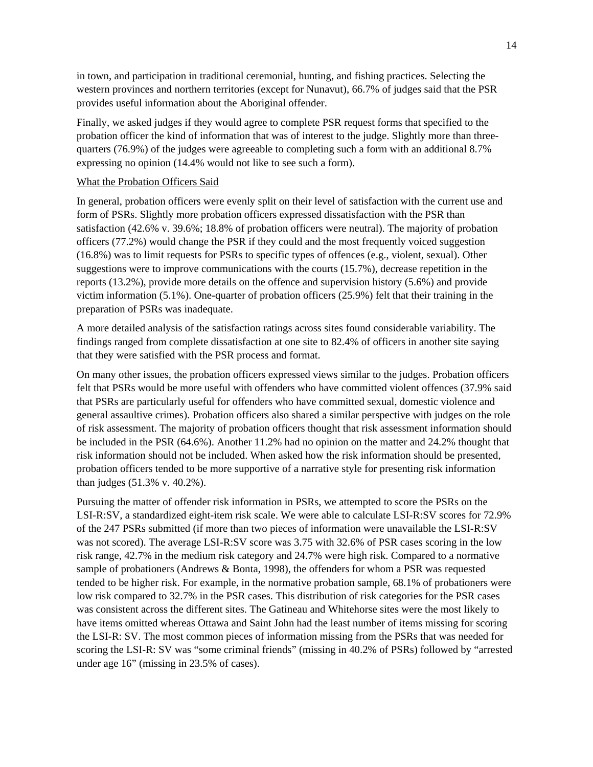in town, and participation in traditional ceremonial, hunting, and fishing practices. Selecting the western provinces and northern territories (except for Nunavut), 66.7% of judges said that the PSR provides useful information about the Aboriginal offender.

Finally, we asked judges if they would agree to complete PSR request forms that specified to the probation officer the kind of information that was of interest to the judge. Slightly more than three-quarters (76.9%) of the judges were agreeable to completing such a form with an additional 8.7% expressing no opinion (14.4% would not like to see such a form).

<u>What the Probation Officers Said</u>

In general, probation officers were evenly split on their level of satisfaction with the current use and form of PSRs. Slightly more probation officers expressed dissatisfaction with the PSR than satisfaction (42.6% v. 39.6%; 18.8% of probation officers were neutral). The majority of probation officers (77.2%) would change the PSR if they could and the most frequently voiced suggestion (16.8%) was to limit requests for PSRs to specific types of offences (e.g., violent, sexual). Other suggestions were to improve communications with the courts (15.7%), decrease repetition in the reports (13.2%), provide more details on the offence and supervision history (5.6%) and provide victim information (5.1%). One-quarter of probation officers (25.9%) felt that their training in the preparation of PSRs was inadequate.

A more detailed analysis of the satisfaction ratings across sites found considerable variability. The findings ranged from complete dissatisfaction at one site to 82.4% of officers in another site saying that they were satisfied with the PSR process and format.

On many other issues, the probation officers expressed views similar to the judges. Probation officers felt that PSRs would be more useful with offenders who have committed violent offences (37.9% said that PSRs are particularly useful for offenders who have committed sexual, domestic violence and general assaultive crimes). Probation officers also shared a similar perspective with judges on the role of risk assessment. The majority of probation officers thought that risk assessment information should be included in the PSR (64.6%). Another 11.2% had no opinion on the matter and 24.2% thought that risk information should not be included. When asked how the risk information should be presented, probation officers tended to be more supportive of a narrative style for presenting risk information than judges (51.3% v. 40.2%).

Pursuing the matter of offender risk information in PSRs, we attempted to score the PSRs on the LSI-R:SV, a standardized eight-item risk scale. We were able to calculate LSI-R:SV scores for 72.9% of the 247 PSRs submitted (if more than two pieces of information were unavailable the LSI-R:SV was not scored). The average LSI-R:SV score was 3.75 with 32.6% of PSR cases scoring in the low risk range, 42.7% in the medium risk category and 24.7% were high risk. Compared to a normative sample of probationers (Andrews & Bonta, 1998), the offenders for whom a PSR was requested tended to be higher risk. For example, in the normative probation sample, 68.1% of probationers were low risk compared to 32.7% in the PSR cases. This distribution of risk categories for the PSR cases was consistent across the different sites. The Gatineau and Whitehorse sites were the most likely to have items omitted whereas Ottawa and Saint John had the least number of items missing for scoring the LSI-R: SV. The most common pieces of information missing from the PSRs that was needed for scoring the LSI-R: SV was "some criminal friends" (missing in 40.2% of PSRs) followed by "arrested under age 16" (missing in 23.5% of cases).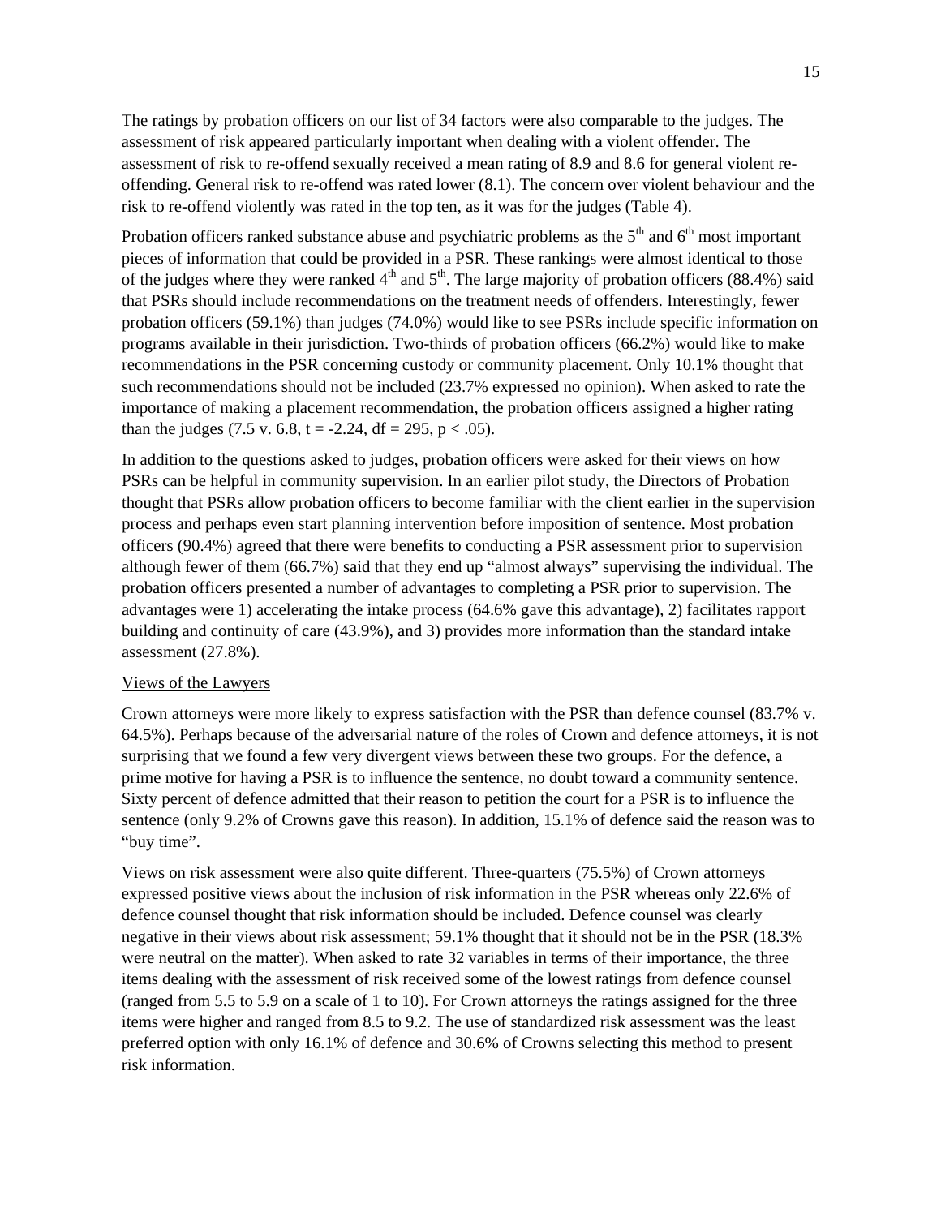The ratings by probation officers on our list of 34 factors were also comparable to the judges. The assessment of risk appeared particularly important when dealing with a violent offender. The assessment of risk to re-offend sexually received a mean rating of 8.9 and 8.6 for general violent re-offending. General risk to re-offend was rated lower (8.1). The concern over violent behaviour and the risk to re-offend violently was rated in the top ten, as it was for the judges (Table 4).

Probation officers ranked substance abuse and psychiatric problems as the 5th and 6th most important pieces of information that could be provided in a PSR. These rankings were almost identical to those of the judges where they were ranked 4th and 5th. The large majority of probation officers (88.4%) said that PSRs should include recommendations on the treatment needs of offenders. Interestingly, fewer probation officers (59.1%) than judges (74.0%) would like to see PSRs include specific information on programs available in their jurisdiction. Two-thirds of probation officers (66.2%) would like to make recommendations in the PSR concerning custody or community placement. Only 10.1% thought that such recommendations should not be included (23.7% expressed no opinion). When asked to rate the importance of making a placement recommendation, the probation officers assigned a higher rating than the judges (7.5 v. 6.8, $t = -2.24$, $df = 295$, $p < .05$).

In addition to the questions asked to judges, probation officers were asked for their views on how PSRs can be helpful in community supervision. In an earlier pilot study, the Directors of Probation thought that PSRs allow probation officers to become familiar with the client earlier in the supervision process and perhaps even start planning intervention before imposition of sentence. Most probation officers (90.4%) agreed that there were benefits to conducting a PSR assessment prior to supervision although fewer of them (66.7%) said that they end up "almost always" supervising the individual. The probation officers presented a number of advantages to completing a PSR prior to supervision. The advantages were 1) accelerating the intake process (64.6% gave this advantage), 2) facilitates rapport building and continuity of care (43.9%), and 3) provides more information than the standard intake assessment (27.8%).

Views of the Lawyers

Crown attorneys were more likely to express satisfaction with the PSR than defence counsel (83.7% v. 64.5%). Perhaps because of the adversarial nature of the roles of Crown and defence attorneys, it is not surprising that we found a few very divergent views between these two groups. For the defence, a prime motive for having a PSR is to influence the sentence, no doubt toward a community sentence. Sixty percent of defence admitted that their reason to petition the court for a PSR is to influence the sentence (only 9.2% of Crowns gave this reason). In addition, 15.1% of defence said the reason was to "buy time".

Views on risk assessment were also quite different. Three-quarters (75.5%) of Crown attorneys expressed positive views about the inclusion of risk information in the PSR whereas only 22.6% of defence counsel thought that risk information should be included. Defence counsel was clearly negative in their views about risk assessment; 59.1% thought that it should not be in the PSR (18.3% were neutral on the matter). When asked to rate 32 variables in terms of their importance, the three items dealing with the assessment of risk received some of the lowest ratings from defence counsel (ranged from 5.5 to 5.9 on a scale of 1 to 10). For Crown attorneys the ratings assigned for the three items were higher and ranged from 8.5 to 9.2. The use of standardized risk assessment was the least preferred option with only 16.1% of defence and 30.6% of Crowns selecting this method to present risk information.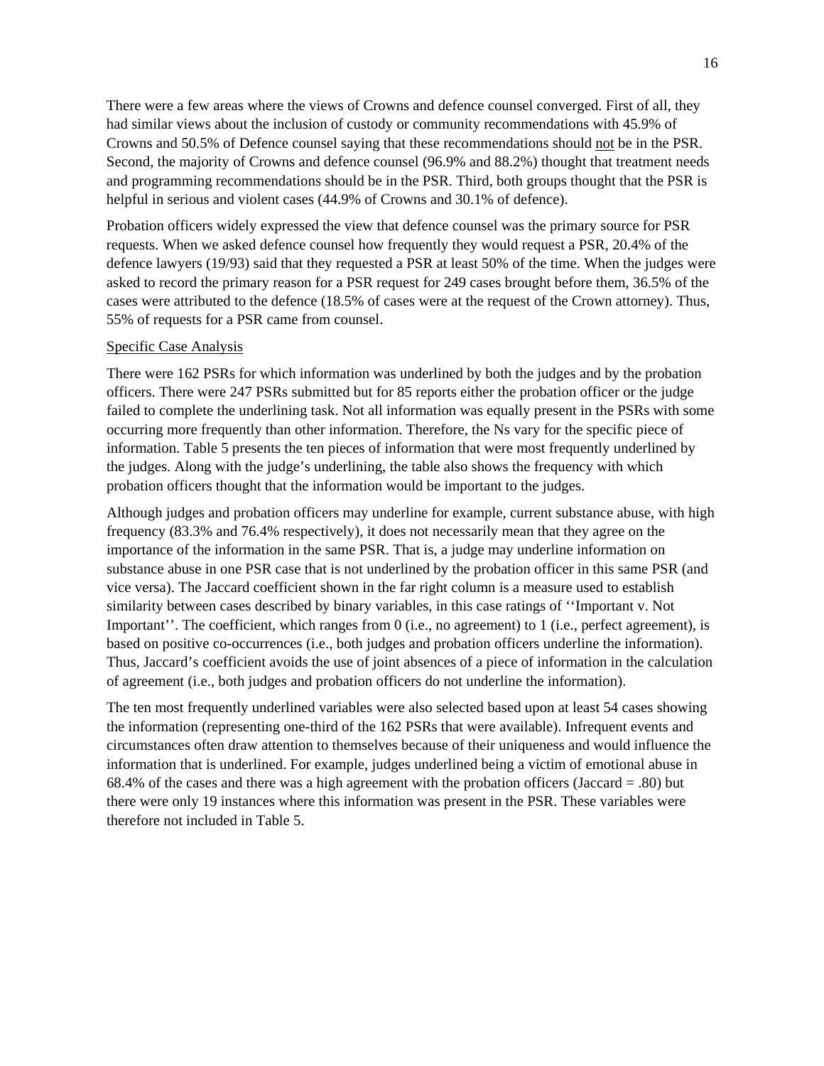There were a few areas where the views of Crowns and defence counsel converged. First of all, they had similar views about the inclusion of custody or community recommendations with 45.9% of Crowns and 50.5% of Defence counsel saying that these recommendations should <u>not</u> be in the PSR. Second, the majority of Crowns and defence counsel (96.9% and 88.2%) thought that treatment needs and programming recommendations should be in the PSR. Third, both groups thought that the PSR is helpful in serious and violent cases (44.9% of Crowns and 30.1% of defence).

Probation officers widely expressed the view that defence counsel was the primary source for PSR requests. When we asked defence counsel how frequently they would request a PSR, 20.4% of the defence lawyers (19/93) said that they requested a PSR at least 50% of the time. When the judges were asked to record the primary reason for a PSR request for 249 cases brought before them, 36.5% of the cases were attributed to the defence (18.5% of cases were at the request of the Crown attorney). Thus, 55% of requests for a PSR came from counsel.

<u>Specific Case Analysis</u>

There were 162 PSRs for which information was underlined by both the judges and by the probation officers. There were 247 PSRs submitted but for 85 reports either the probation officer or the judge failed to complete the underlining task. Not all information was equally present in the PSRs with some occurring more frequently than other information. Therefore, the Ns vary for the specific piece of information. Table 5 presents the ten pieces of information that were most frequently underlined by the judges. Along with the judge's underlining, the table also shows the frequency with which probation officers thought that the information would be important to the judges.

Although judges and probation officers may underline for example, current substance abuse, with high frequency (83.3% and 76.4% respectively), it does not necessarily mean that they agree on the importance of the information in the same PSR. That is, a judge may underline information on substance abuse in one PSR case that is not underlined by the probation officer in this same PSR (and vice versa). The Jaccard coefficient shown in the far right column is a measure used to establish similarity between cases described by binary variables, in this case ratings of ''Important v. Not Important''. The coefficient, which ranges from 0 (i.e., no agreement) to 1 (i.e., perfect agreement), is based on positive co-occurrences (i.e., both judges and probation officers underline the information). Thus, Jaccard's coefficient avoids the use of joint absences of a piece of information in the calculation of agreement (i.e., both judges and probation officers do not underline the information).

The ten most frequently underlined variables were also selected based upon at least 54 cases showing the information (representing one-third of the 162 PSRs that were available). Infrequent events and circumstances often draw attention to themselves because of their uniqueness and would influence the information that is underlined. For example, judges underlined being a victim of emotional abuse in 68.4% of the cases and there was a high agreement with the probation officers (Jaccard = .80) but there were only 19 instances where this information was present in the PSR. These variables were therefore not included in Table 5.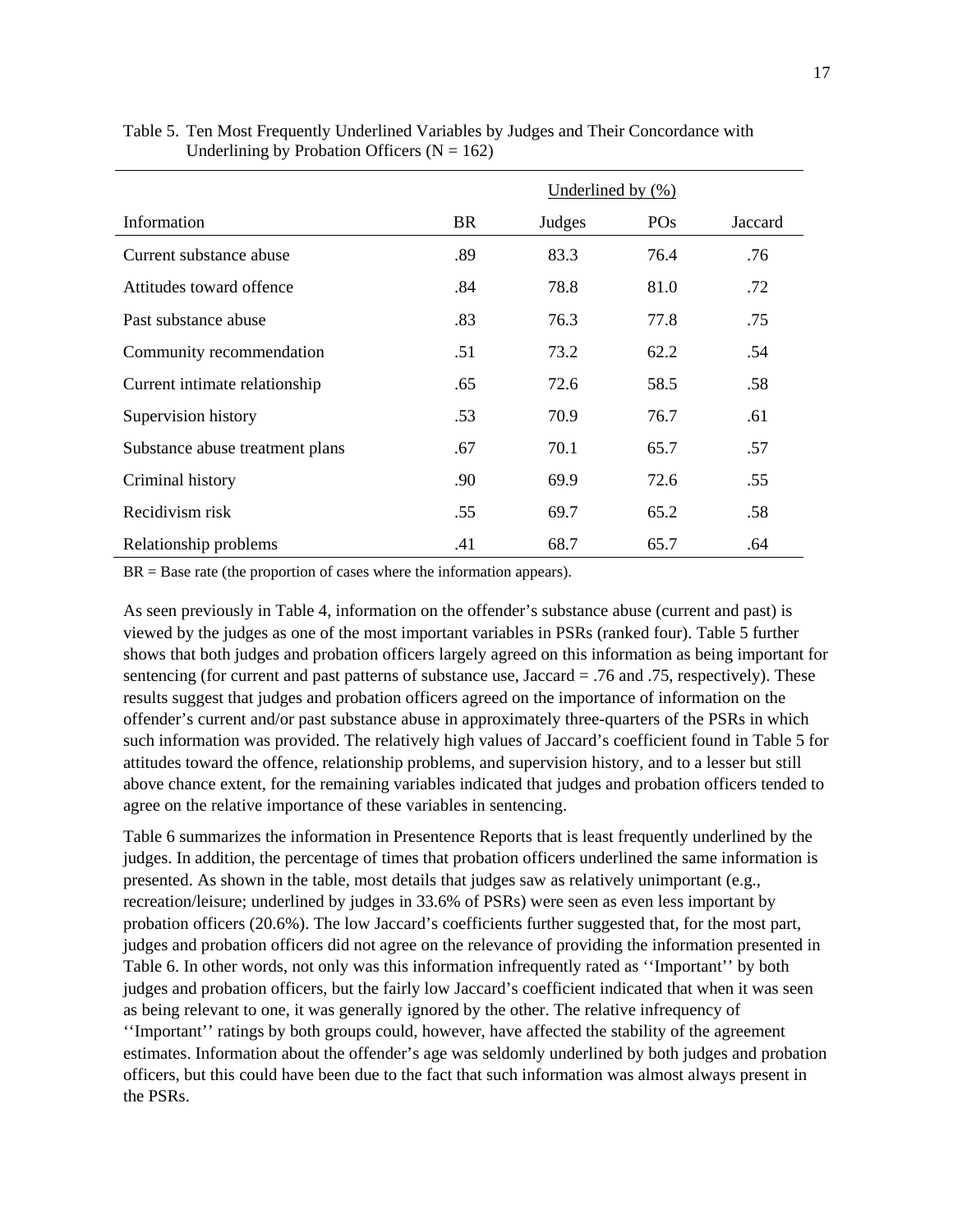Table 5. Ten Most Frequently Underlined Variables by Judges and Their Concordance with Underlining by Probation Officers (N = 162)

| | | Underlined by (%) | | |
|---|---|---|---|---|
| Information | BR | Judges | POs | Jaccard |
| Current substance abuse | .89 | 83.3 | 76.4 | .76 |
| Attitudes toward offence | .84 | 78.8 | 81.0 | .72 |
| Past substance abuse | .83 | 76.3 | 77.8 | .75 |
| Community recommendation | .51 | 73.2 | 62.2 | .54 |
| Current intimate relationship | .65 | 72.6 | 58.5 | .58 |
| Supervision history | .53 | 70.9 | 76.7 | .61 |
| Substance abuse treatment plans | .67 | 70.1 | 65.7 | .57 |
| Criminal history | .90 | 69.9 | 72.6 | .55 |
| Recidivism risk | .55 | 69.7 | 65.2 | .58 |
| Relationship problems | .41 | 68.7 | 65.7 | .64 |

BR = Base rate (the proportion of cases where the information appears).

As seen previously in Table 4, information on the offender's substance abuse (current and past) is viewed by the judges as one of the most important variables in PSRs (ranked four). Table 5 further shows that both judges and probation officers largely agreed on this information as being important for sentencing (for current and past patterns of substance use, Jaccard = .76 and .75, respectively). These results suggest that judges and probation officers agreed on the importance of information on the offender's current and/or past substance abuse in approximately three-quarters of the PSRs in which such information was provided. The relatively high values of Jaccard's coefficient found in Table 5 for attitudes toward the offence, relationship problems, and supervision history, and to a lesser but still above chance extent, for the remaining variables indicated that judges and probation officers tended to agree on the relative importance of these variables in sentencing.

Table 6 summarizes the information in Presentence Reports that is least frequently underlined by the judges. In addition, the percentage of times that probation officers underlined the same information is presented. As shown in the table, most details that judges saw as relatively unimportant (e.g., recreation/leisure; underlined by judges in 33.6% of PSRs) were seen as even less important by probation officers (20.6%). The low Jaccard's coefficients further suggested that, for the most part, judges and probation officers did not agree on the relevance of providing the information presented in Table 6. In other words, not only was this information infrequently rated as ''Important'' by both judges and probation officers, but the fairly low Jaccard's coefficient indicated that when it was seen as being relevant to one, it was generally ignored by the other. The relative infrequency of ''Important'' ratings by both groups could, however, have affected the stability of the agreement estimates. Information about the offender's age was seldomly underlined by both judges and probation officers, but this could have been due to the fact that such information was almost always present in the PSRs.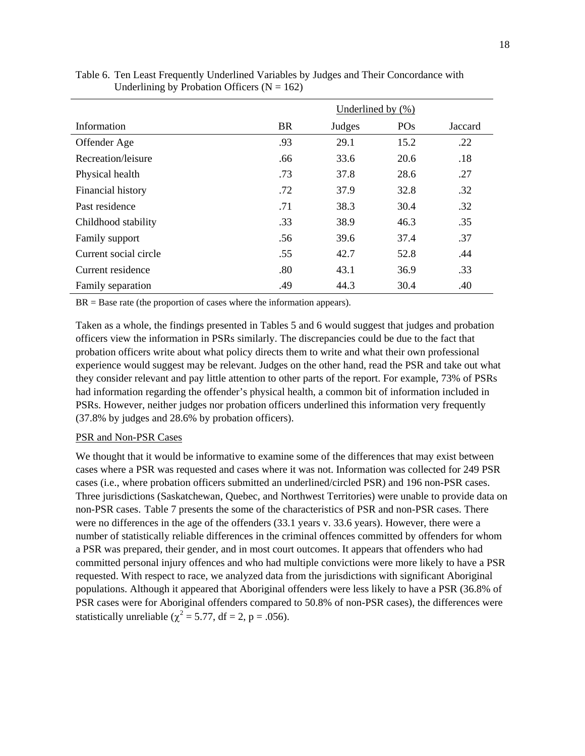Table 6. Ten Least Frequently Underlined Variables by Judges and Their Concordance with Underlining by Probation Officers (N = 162)

| | | Underlined by (%) | | |
|---|---|---|---|---|
| Information | BR | Judges | POs | Jaccard |
| Offender Age | .93 | 29.1 | 15.2 | .22 |
| Recreation/leisure | .66 | 33.6 | 20.6 | .18 |
| Physical health | .73 | 37.8 | 28.6 | .27 |
| Financial history | .72 | 37.9 | 32.8 | .32 |
| Past residence | .71 | 38.3 | 30.4 | .32 |
| Childhood stability | .33 | 38.9 | 46.3 | .35 |
| Family support | .56 | 39.6 | 37.4 | .37 |
| Current social circle | .55 | 42.7 | 52.8 | .44 |
| Current residence | .80 | 43.1 | 36.9 | .33 |
| Family separation | .49 | 44.3 | 30.4 | .40 |

BR = Base rate (the proportion of cases where the information appears).

Taken as a whole, the findings presented in Tables 5 and 6 would suggest that judges and probation officers view the information in PSRs similarly. The discrepancies could be due to the fact that probation officers write about what policy directs them to write and what their own professional experience would suggest may be relevant. Judges on the other hand, read the PSR and take out what they consider relevant and pay little attention to other parts of the report. For example, 73% of PSRs had information regarding the offender's physical health, a common bit of information included in PSRs. However, neither judges nor probation officers underlined this information very frequently (37.8% by judges and 28.6% by probation officers).

PSR and Non-PSR Cases

We thought that it would be informative to examine some of the differences that may exist between cases where a PSR was requested and cases where it was not. Information was collected for 249 PSR cases (i.e., where probation officers submitted an underlined/circled PSR) and 196 non-PSR cases. Three jurisdictions (Saskatchewan, Quebec, and Northwest Territories) were unable to provide data on non-PSR cases. Table 7 presents the some of the characteristics of PSR and non-PSR cases. There were no differences in the age of the offenders (33.1 years v. 33.6 years). However, there were a number of statistically reliable differences in the criminal offences committed by offenders for whom a PSR was prepared, their gender, and in most court outcomes. It appears that offenders who had committed personal injury offences and who had multiple convictions were more likely to have a PSR requested. With respect to race, we analyzed data from the jurisdictions with significant Aboriginal populations. Although it appeared that Aboriginal offenders were less likely to have a PSR (36.8% of PSR cases were for Aboriginal offenders compared to 50.8% of non-PSR cases), the differences were statistically unreliable ($\chi^2 = 5.77$, df = 2, p = .056).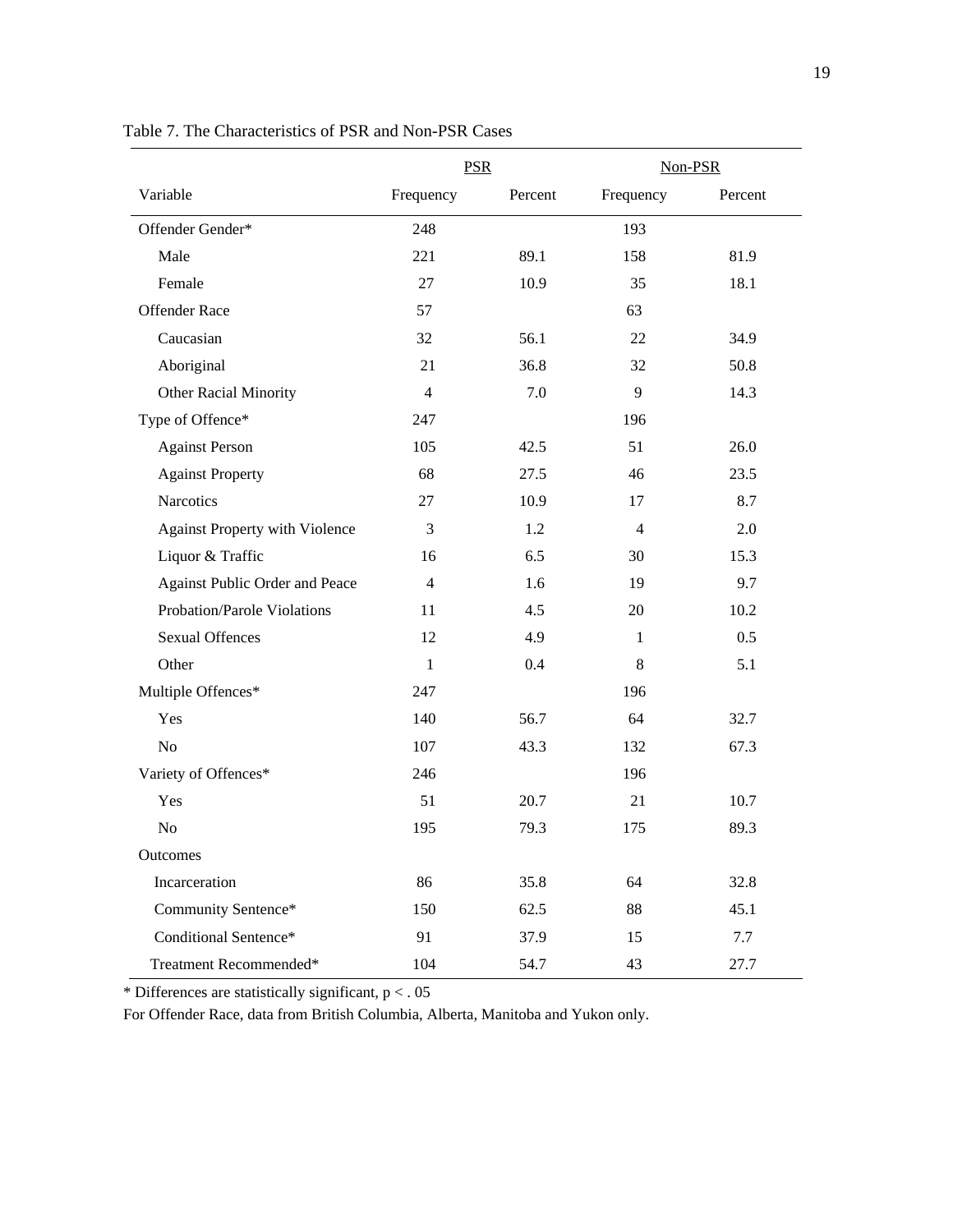Table 7. The Characteristics of PSR and Non-PSR Cases

| | PSR | | Non-PSR | |
|---|---|---|---|---|
| Variable | Frequency | Percent | Frequency | Percent |
| Offender Gender* | 248 | | 193 | |
| Male | 221 | 89.1 | 158 | 81.9 |
| Female | 27 | 10.9 | 35 | 18.1 |
| Offender Race | 57 | | 63 | |
| Caucasian | 32 | 56.1 | 22 | 34.9 |
| Aboriginal | 21 | 36.8 | 32 | 50.8 |
| Other Racial Minority | 4 | 7.0 | 9 | 14.3 |
| Type of Offence* | 247 | | 196 | |
| Against Person | 105 | 42.5 | 51 | 26.0 |
| Against Property | 68 | 27.5 | 46 | 23.5 |
| Narcotics | 27 | 10.9 | 17 | 8.7 |
| Against Property with Violence | 3 | 1.2 | 4 | 2.0 |
| Liquor & Traffic | 16 | 6.5 | 30 | 15.3 |
| Against Public Order and Peace | 4 | 1.6 | 19 | 9.7 |
| Probation/Parole Violations | 11 | 4.5 | 20 | 10.2 |
| Sexual Offences | 12 | 4.9 | 1 | 0.5 |
| Other | 1 | 0.4 | 8 | 5.1 |
| Multiple Offences* | 247 | | 196 | |
| Yes | 140 | 56.7 | 64 | 32.7 |
| No | 107 | 43.3 | 132 | 67.3 |
| Variety of Offences* | 246 | | 196 | |
| Yes | 51 | 20.7 | 21 | 10.7 |
| No | 195 | 79.3 | 175 | 89.3 |
| Outcomes | | | | |
| Incarceration | 86 | 35.8 | 64 | 32.8 |
| Community Sentence* | 150 | 62.5 | 88 | 45.1 |
| Conditional Sentence* | 91 | 37.9 | 15 | 7.7 |
| Treatment Recommended* | 104 | 54.7 | 43 | 27.7 |

* Differences are statistically significant, $p < .05$

For Offender Race, data from British Columbia, Alberta, Manitoba and Yukon only.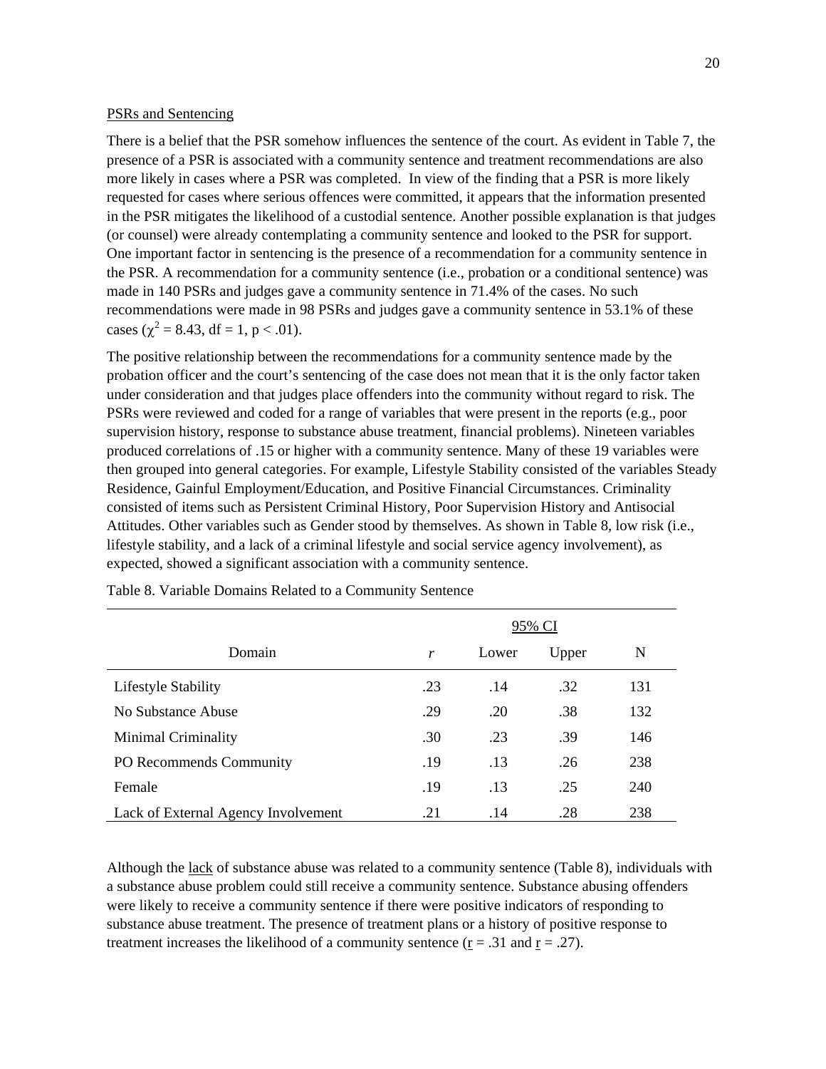PSRs and Sentencing

There is a belief that the PSR somehow influences the sentence of the court. As evident in Table 7, the presence of a PSR is associated with a community sentence and treatment recommendations are also more likely in cases where a PSR was completed. In view of the finding that a PSR is more likely requested for cases where serious offences were committed, it appears that the information presented in the PSR mitigates the likelihood of a custodial sentence. Another possible explanation is that judges (or counsel) were already contemplating a community sentence and looked to the PSR for support. One important factor in sentencing is the presence of a recommendation for a community sentence in the PSR. A recommendation for a community sentence (i.e., probation or a conditional sentence) was made in 140 PSRs and judges gave a community sentence in 71.4% of the cases. No such recommendations were made in 98 PSRs and judges gave a community sentence in 53.1% of these cases ($\chi^2 = 8.43$, df = 1, $p < .01$).

The positive relationship between the recommendations for a community sentence made by the probation officer and the court's sentencing of the case does not mean that it is the only factor taken under consideration and that judges place offenders into the community without regard to risk. The PSRs were reviewed and coded for a range of variables that were present in the reports (e.g., poor supervision history, response to substance abuse treatment, financial problems). Nineteen variables produced correlations of .15 or higher with a community sentence. Many of these 19 variables were then grouped into general categories. For example, Lifestyle Stability consisted of the variables Steady Residence, Gainful Employment/Education, and Positive Financial Circumstances. Criminality consisted of items such as Persistent Criminal History, Poor Supervision History and Antisocial Attitudes. Other variables such as Gender stood by themselves. As shown in Table 8, low risk (i.e., lifestyle stability, and a lack of a criminal lifestyle and social service agency involvement), as expected, showed a significant association with a community sentence.

Table 8. Variable Domains Related to a Community Sentence

| | | 95% CI | | |
|---|---|---|---|---|
| Domain | *r* | Lower | Upper | N |
| Lifestyle Stability | .23 | .14 | .32 | 131 |
| No Substance Abuse | .29 | .20 | .38 | 132 |
| Minimal Criminality | .30 | .23 | .39 | 146 |
| PO Recommends Community | .19 | .13 | .26 | 238 |
| Female | .19 | .13 | .25 | 240 |
| Lack of External Agency Involvement | .21 | .14 | .28 | 238 |

Although the lack of substance abuse was related to a community sentence (Table 8), individuals with a substance abuse problem could still receive a community sentence. Substance abusing offenders were likely to receive a community sentence if there were positive indicators of responding to substance abuse treatment. The presence of treatment plans or a history of positive response to treatment increases the likelihood of a community sentence ($r = .31$ and $r = .27$).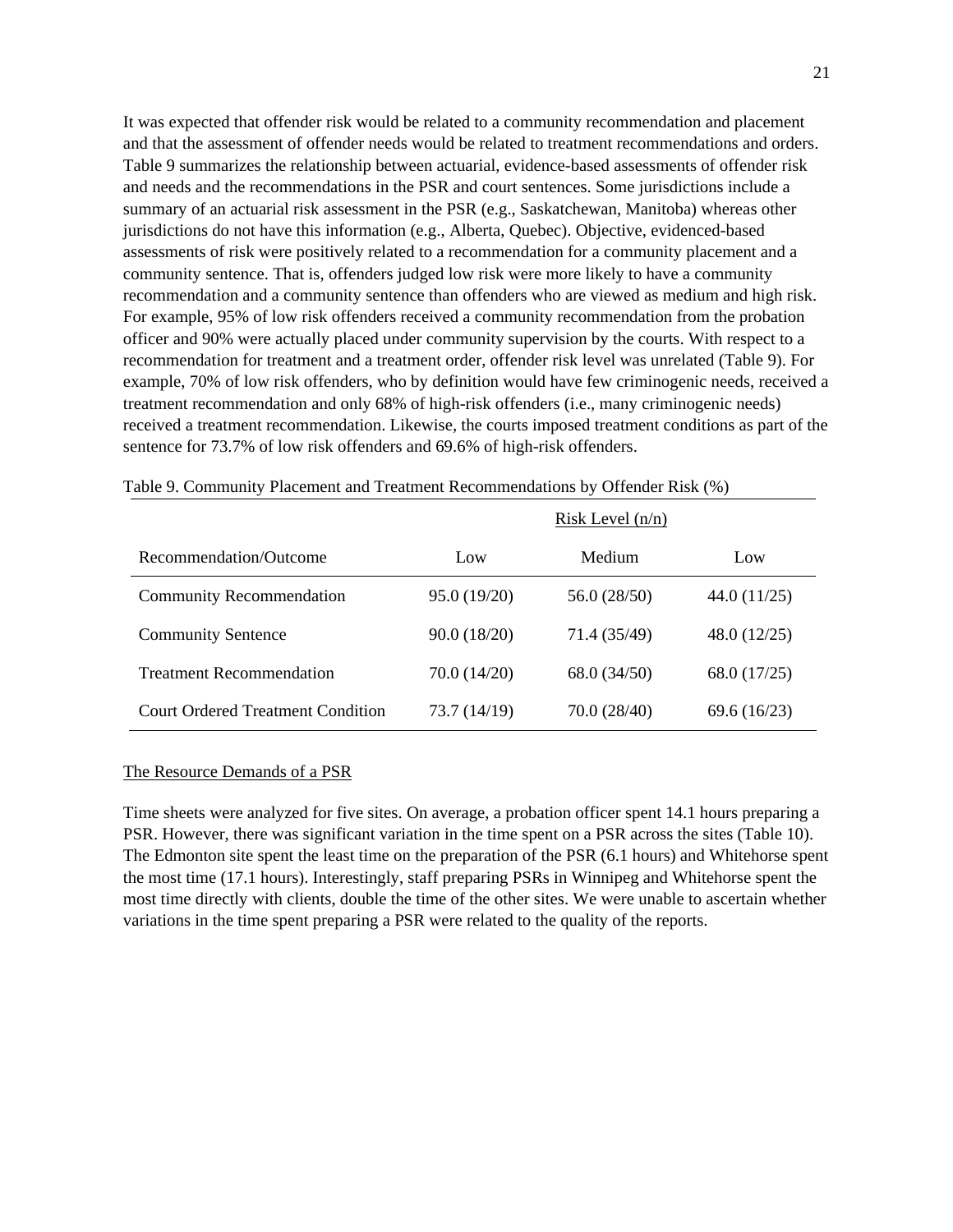It was expected that offender risk would be related to a community recommendation and placement and that the assessment of offender needs would be related to treatment recommendations and orders. Table 9 summarizes the relationship between actuarial, evidence-based assessments of offender risk and needs and the recommendations in the PSR and court sentences. Some jurisdictions include a summary of an actuarial risk assessment in the PSR (e.g., Saskatchewan, Manitoba) whereas other jurisdictions do not have this information (e.g., Alberta, Quebec). Objective, evidenced-based assessments of risk were positively related to a recommendation for a community placement and a community sentence. That is, offenders judged low risk were more likely to have a community recommendation and a community sentence than offenders who are viewed as medium and high risk. For example, 95% of low risk offenders received a community recommendation from the probation officer and 90% were actually placed under community supervision by the courts. With respect to a recommendation for treatment and a treatment order, offender risk level was unrelated (Table 9). For example, 70% of low risk offenders, who by definition would have few criminogenic needs, received a treatment recommendation and only 68% of high-risk offenders (i.e., many criminogenic needs) received a treatment recommendation. Likewise, the courts imposed treatment conditions as part of the sentence for 73.7% of low risk offenders and 69.6% of high-risk offenders.

Table 9. Community Placement and Treatment Recommendations by Offender Risk (%)

| | Risk Level (n/n) | | |
|---|---|---|---|
| Recommendation/Outcome | Low | Medium | Low |
| Community Recommendation | 95.0 (19/20) | 56.0 (28/50) | 44.0 (11/25) |
| Community Sentence | 90.0 (18/20) | 71.4 (35/49) | 48.0 (12/25) |
| Treatment Recommendation | 70.0 (14/20) | 68.0 (34/50) | 68.0 (17/25) |
| Court Ordered Treatment Condition | 73.7 (14/19) | 70.0 (28/40) | 69.6 (16/23) |

## The Resource Demands of a PSR

Time sheets were analyzed for five sites. On average, a probation officer spent 14.1 hours preparing a PSR. However, there was significant variation in the time spent on a PSR across the sites (Table 10). The Edmonton site spent the least time on the preparation of the PSR (6.1 hours) and Whitehorse spent the most time (17.1 hours). Interestingly, staff preparing PSRs in Winnipeg and Whitehorse spent the most time directly with clients, double the time of the other sites. We were unable to ascertain whether variations in the time spent preparing a PSR were related to the quality of the reports.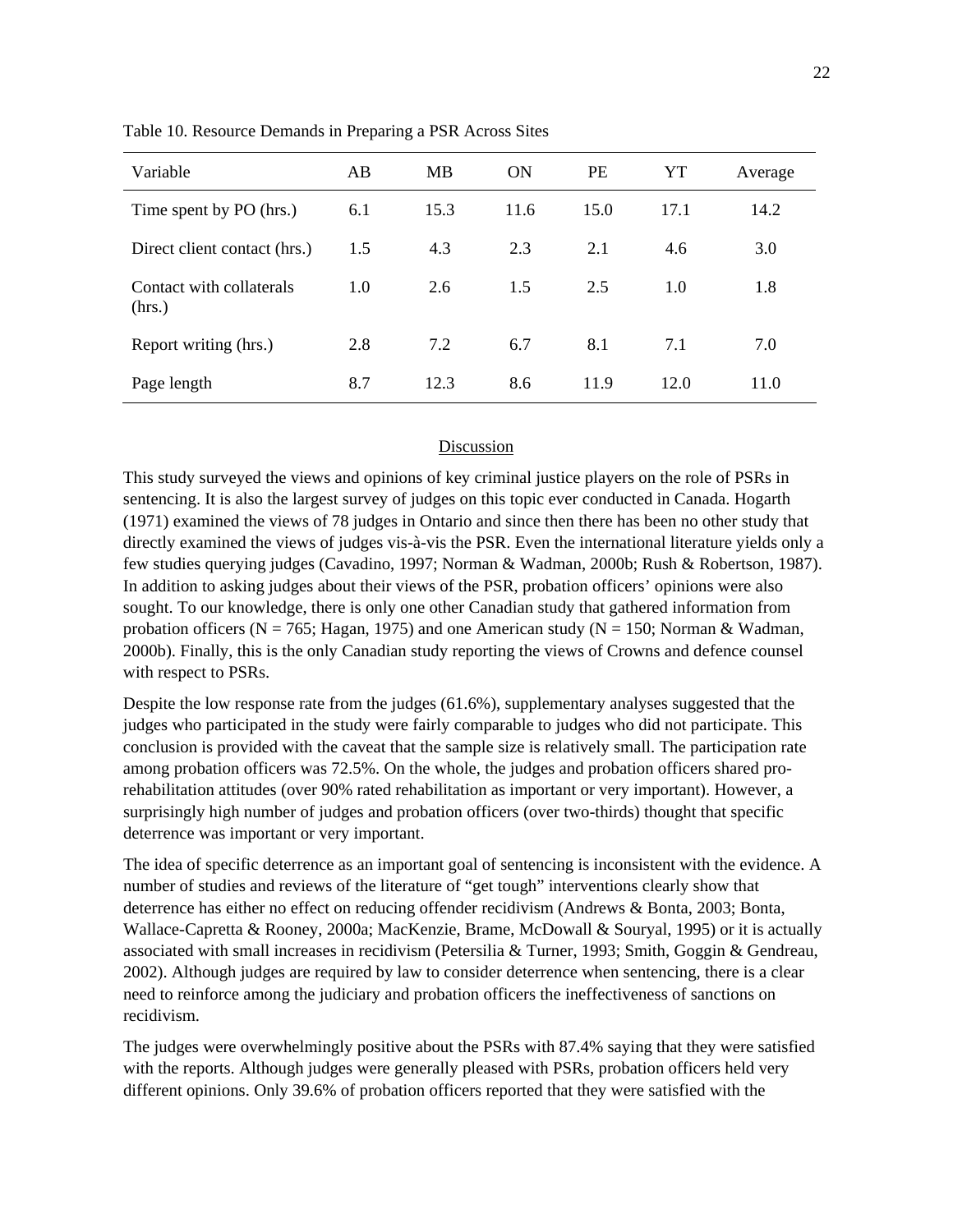Table 10. Resource Demands in Preparing a PSR Across Sites

| Variable | AB | MB | ON | PE | YT | Average |
|---|---|---|---|---|---|---|
| Time spent by PO (hrs.) | 6.1 | 15.3 | 11.6 | 15.0 | 17.1 | 14.2 |
| Direct client contact (hrs.) | 1.5 | 4.3 | 2.3 | 2.1 | 4.6 | 3.0 |
| Contact with collaterals (hrs.) | 1.0 | 2.6 | 1.5 | 2.5 | 1.0 | 1.8 |
| Report writing (hrs.) | 2.8 | 7.2 | 6.7 | 8.1 | 7.1 | 7.0 |
| Page length | 8.7 | 12.3 | 8.6 | 11.9 | 12.0 | 11.0 |

## Discussion

This study surveyed the views and opinions of key criminal justice players on the role of PSRs in sentencing. It is also the largest survey of judges on this topic ever conducted in Canada. Hogarth (1971) examined the views of 78 judges in Ontario and since then there has been no other study that directly examined the views of judges vis-à-vis the PSR. Even the international literature yields only a few studies querying judges (Cavadino, 1997; Norman & Wadman, 2000b; Rush & Robertson, 1987). In addition to asking judges about their views of the PSR, probation officers' opinions were also sought. To our knowledge, there is only one other Canadian study that gathered information from probation officers (N = 765; Hagan, 1975) and one American study (N = 150; Norman & Wadman, 2000b). Finally, this is the only Canadian study reporting the views of Crowns and defence counsel with respect to PSRs.

Despite the low response rate from the judges (61.6%), supplementary analyses suggested that the judges who participated in the study were fairly comparable to judges who did not participate. This conclusion is provided with the caveat that the sample size is relatively small. The participation rate among probation officers was 72.5%. On the whole, the judges and probation officers shared pro-rehabilitation attitudes (over 90% rated rehabilitation as important or very important). However, a surprisingly high number of judges and probation officers (over two-thirds) thought that specific deterrence was important or very important.

The idea of specific deterrence as an important goal of sentencing is inconsistent with the evidence. A number of studies and reviews of the literature of "get tough" interventions clearly show that deterrence has either no effect on reducing offender recidivism (Andrews & Bonta, 2003; Bonta, Wallace-Capretta & Rooney, 2000a; MacKenzie, Brame, McDowall & Souryal, 1995) or it is actually associated with small increases in recidivism (Petersilia & Turner, 1993; Smith, Goggin & Gendreau, 2002). Although judges are required by law to consider deterrence when sentencing, there is a clear need to reinforce among the judiciary and probation officers the ineffectiveness of sanctions on recidivism.

The judges were overwhelmingly positive about the PSRs with 87.4% saying that they were satisfied with the reports. Although judges were generally pleased with PSRs, probation officers held very different opinions. Only 39.6% of probation officers reported that they were satisfied with the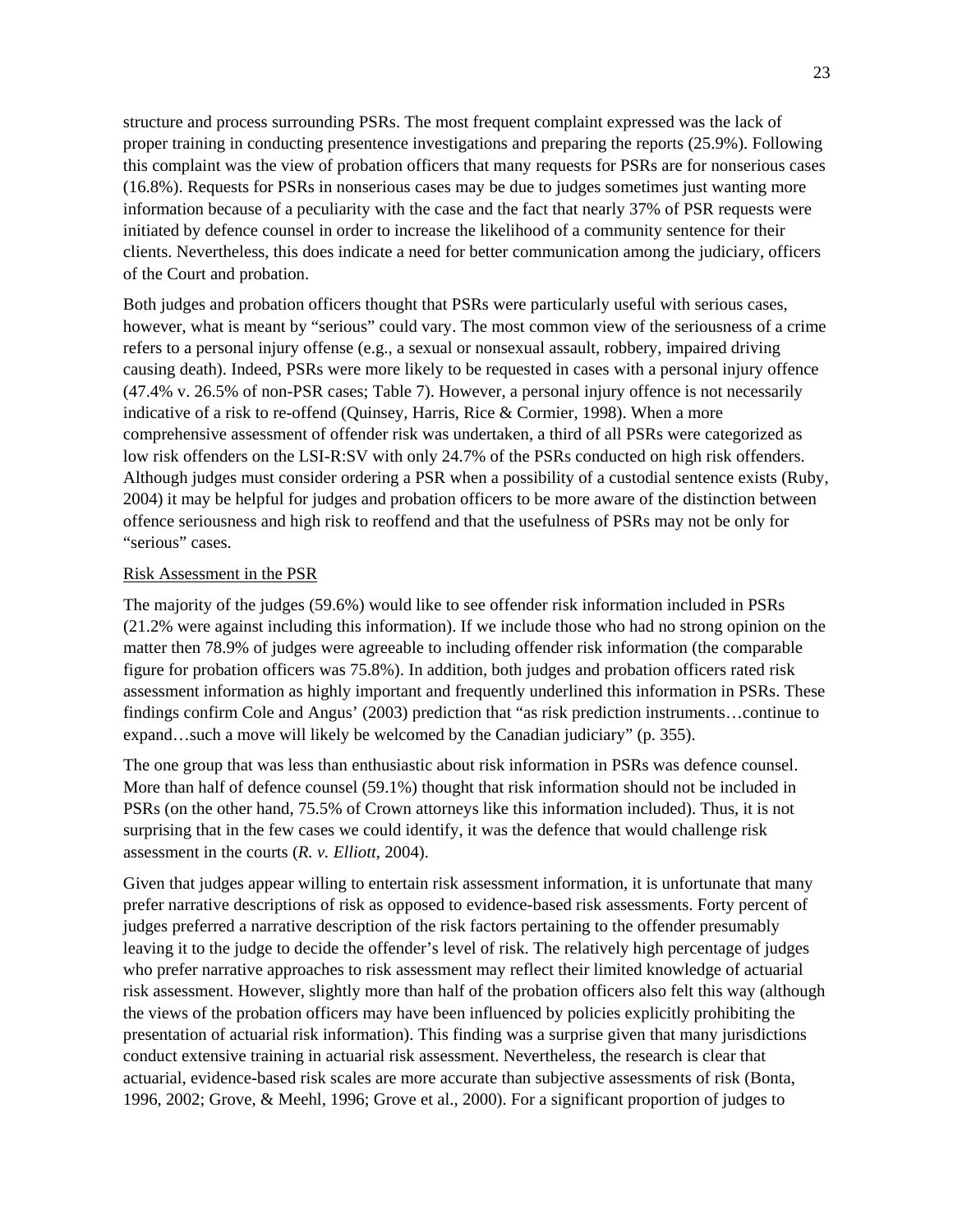structure and process surrounding PSRs. The most frequent complaint expressed was the lack of proper training in conducting presentence investigations and preparing the reports (25.9%). Following this complaint was the view of probation officers that many requests for PSRs are for nonserious cases (16.8%). Requests for PSRs in nonserious cases may be due to judges sometimes just wanting more information because of a peculiarity with the case and the fact that nearly 37% of PSR requests were initiated by defence counsel in order to increase the likelihood of a community sentence for their clients. Nevertheless, this does indicate a need for better communication among the judiciary, officers of the Court and probation.

Both judges and probation officers thought that PSRs were particularly useful with serious cases, however, what is meant by "serious" could vary. The most common view of the seriousness of a crime refers to a personal injury offense (e.g., a sexual or nonsexual assault, robbery, impaired driving causing death). Indeed, PSRs were more likely to be requested in cases with a personal injury offence (47.4% v. 26.5% of non-PSR cases; Table 7). However, a personal injury offence is not necessarily indicative of a risk to re-offend (Quinsey, Harris, Rice & Cormier, 1998). When a more comprehensive assessment of offender risk was undertaken, a third of all PSRs were categorized as low risk offenders on the LSI-R:SV with only 24.7% of the PSRs conducted on high risk offenders. Although judges must consider ordering a PSR when a possibility of a custodial sentence exists (Ruby, 2004) it may be helpful for judges and probation officers to be more aware of the distinction between offence seriousness and high risk to reoffend and that the usefulness of PSRs may not be only for "serious" cases.

Risk Assessment in the PSR

The majority of the judges (59.6%) would like to see offender risk information included in PSRs (21.2% were against including this information). If we include those who had no strong opinion on the matter then 78.9% of judges were agreeable to including offender risk information (the comparable figure for probation officers was 75.8%). In addition, both judges and probation officers rated risk assessment information as highly important and frequently underlined this information in PSRs. These findings confirm Cole and Angus' (2003) prediction that "as risk prediction instruments…continue to expand…such a move will likely be welcomed by the Canadian judiciary" (p. 355).

The one group that was less than enthusiastic about risk information in PSRs was defence counsel. More than half of defence counsel (59.1%) thought that risk information should not be included in PSRs (on the other hand, 75.5% of Crown attorneys like this information included). Thus, it is not surprising that in the few cases we could identify, it was the defence that would challenge risk assessment in the courts (*R. v. Elliott*, 2004).

Given that judges appear willing to entertain risk assessment information, it is unfortunate that many prefer narrative descriptions of risk as opposed to evidence-based risk assessments. Forty percent of judges preferred a narrative description of the risk factors pertaining to the offender presumably leaving it to the judge to decide the offender's level of risk. The relatively high percentage of judges who prefer narrative approaches to risk assessment may reflect their limited knowledge of actuarial risk assessment. However, slightly more than half of the probation officers also felt this way (although the views of the probation officers may have been influenced by policies explicitly prohibiting the presentation of actuarial risk information). This finding was a surprise given that many jurisdictions conduct extensive training in actuarial risk assessment. Nevertheless, the research is clear that actuarial, evidence-based risk scales are more accurate than subjective assessments of risk (Bonta, 1996, 2002; Grove, & Meehl, 1996; Grove et al., 2000). For a significant proportion of judges to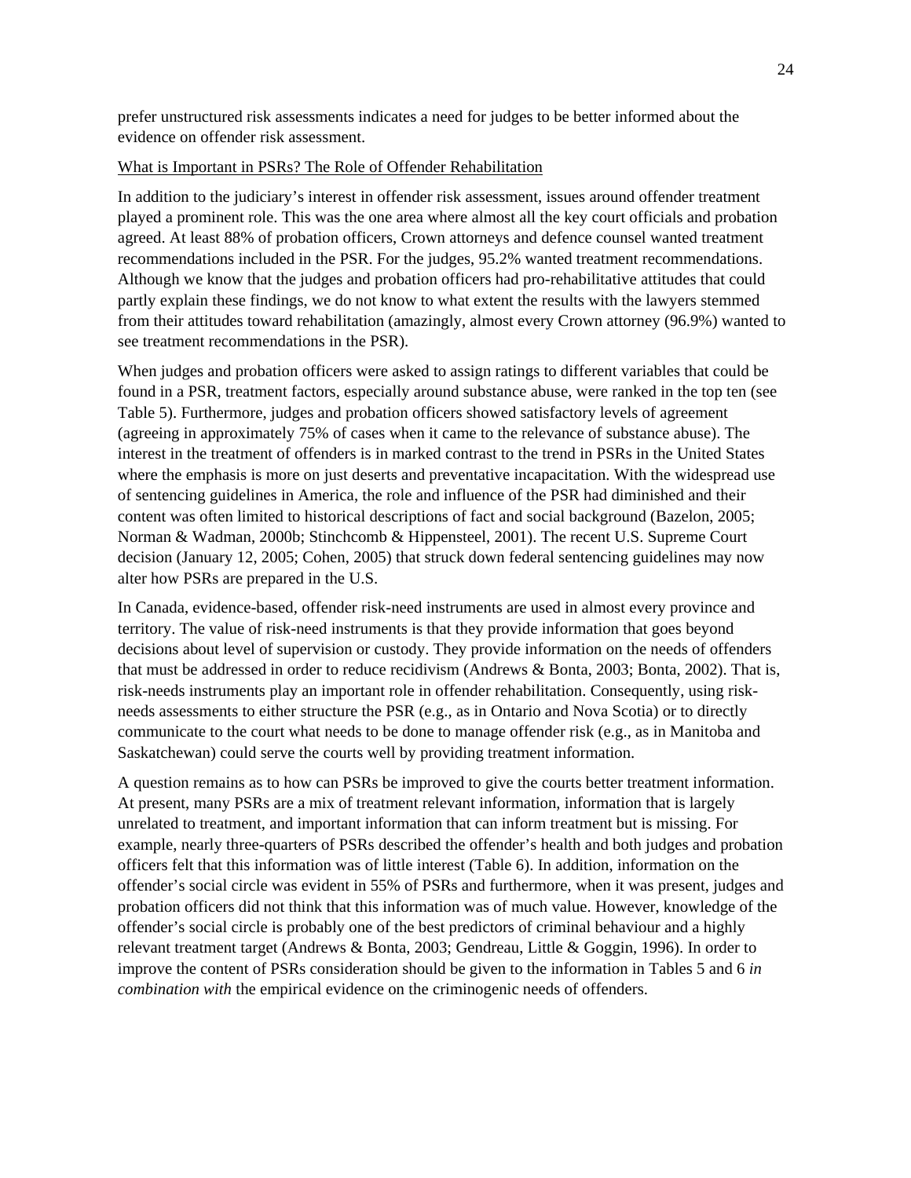prefer unstructured risk assessments indicates a need for judges to be better informed about the evidence on offender risk assessment.

### What is Important in PSRs? The Role of Offender Rehabilitation

In addition to the judiciary's interest in offender risk assessment, issues around offender treatment played a prominent role. This was the one area where almost all the key court officials and probation agreed. At least 88% of probation officers, Crown attorneys and defence counsel wanted treatment recommendations included in the PSR. For the judges, 95.2% wanted treatment recommendations. Although we know that the judges and probation officers had pro-rehabilitative attitudes that could partly explain these findings, we do not know to what extent the results with the lawyers stemmed from their attitudes toward rehabilitation (amazingly, almost every Crown attorney (96.9%) wanted to see treatment recommendations in the PSR).

When judges and probation officers were asked to assign ratings to different variables that could be found in a PSR, treatment factors, especially around substance abuse, were ranked in the top ten (see Table 5). Furthermore, judges and probation officers showed satisfactory levels of agreement (agreeing in approximately 75% of cases when it came to the relevance of substance abuse). The interest in the treatment of offenders is in marked contrast to the trend in PSRs in the United States where the emphasis is more on just deserts and preventative incapacitation. With the widespread use of sentencing guidelines in America, the role and influence of the PSR had diminished and their content was often limited to historical descriptions of fact and social background (Bazelon, 2005; Norman & Wadman, 2000b; Stinchcomb & Hippensteel, 2001). The recent U.S. Supreme Court decision (January 12, 2005; Cohen, 2005) that struck down federal sentencing guidelines may now alter how PSRs are prepared in the U.S.

In Canada, evidence-based, offender risk-need instruments are used in almost every province and territory. The value of risk-need instruments is that they provide information that goes beyond decisions about level of supervision or custody. They provide information on the needs of offenders that must be addressed in order to reduce recidivism (Andrews & Bonta, 2003; Bonta, 2002). That is, risk-needs instruments play an important role in offender rehabilitation. Consequently, using risk-needs assessments to either structure the PSR (e.g., as in Ontario and Nova Scotia) or to directly communicate to the court what needs to be done to manage offender risk (e.g., as in Manitoba and Saskatchewan) could serve the courts well by providing treatment information.

A question remains as to how can PSRs be improved to give the courts better treatment information. At present, many PSRs are a mix of treatment relevant information, information that is largely unrelated to treatment, and important information that can inform treatment but is missing. For example, nearly three-quarters of PSRs described the offender's health and both judges and probation officers felt that this information was of little interest (Table 6). In addition, information on the offender's social circle was evident in 55% of PSRs and furthermore, when it was present, judges and probation officers did not think that this information was of much value. However, knowledge of the offender's social circle is probably one of the best predictors of criminal behaviour and a highly relevant treatment target (Andrews & Bonta, 2003; Gendreau, Little & Goggin, 1996). In order to improve the content of PSRs consideration should be given to the information in Tables 5 and 6 *in combination with* the empirical evidence on the criminogenic needs of offenders.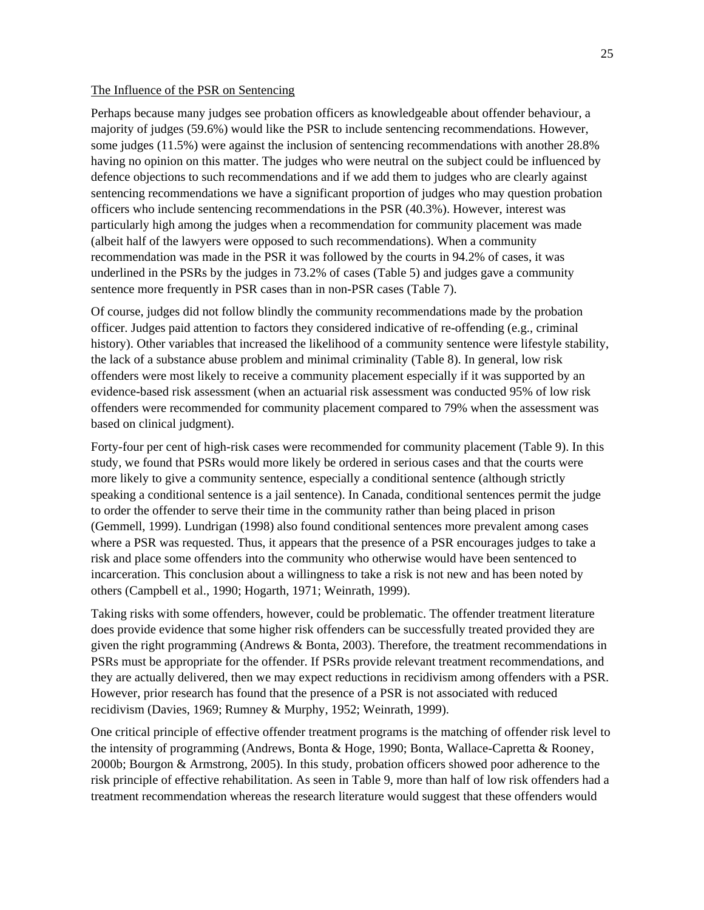The Influence of the PSR on Sentencing

Perhaps because many judges see probation officers as knowledgeable about offender behaviour, a majority of judges (59.6%) would like the PSR to include sentencing recommendations. However, some judges (11.5%) were against the inclusion of sentencing recommendations with another 28.8% having no opinion on this matter. The judges who were neutral on the subject could be influenced by defence objections to such recommendations and if we add them to judges who are clearly against sentencing recommendations we have a significant proportion of judges who may question probation officers who include sentencing recommendations in the PSR (40.3%). However, interest was particularly high among the judges when a recommendation for community placement was made (albeit half of the lawyers were opposed to such recommendations). When a community recommendation was made in the PSR it was followed by the courts in 94.2% of cases, it was underlined in the PSRs by the judges in 73.2% of cases (Table 5) and judges gave a community sentence more frequently in PSR cases than in non-PSR cases (Table 7).

Of course, judges did not follow blindly the community recommendations made by the probation officer. Judges paid attention to factors they considered indicative of re-offending (e.g., criminal history). Other variables that increased the likelihood of a community sentence were lifestyle stability, the lack of a substance abuse problem and minimal criminality (Table 8). In general, low risk offenders were most likely to receive a community placement especially if it was supported by an evidence-based risk assessment (when an actuarial risk assessment was conducted 95% of low risk offenders were recommended for community placement compared to 79% when the assessment was based on clinical judgment).

Forty-four per cent of high-risk cases were recommended for community placement (Table 9). In this study, we found that PSRs would more likely be ordered in serious cases and that the courts were more likely to give a community sentence, especially a conditional sentence (although strictly speaking a conditional sentence is a jail sentence). In Canada, conditional sentences permit the judge to order the offender to serve their time in the community rather than being placed in prison (Gemmell, 1999). Lundrigan (1998) also found conditional sentences more prevalent among cases where a PSR was requested. Thus, it appears that the presence of a PSR encourages judges to take a risk and place some offenders into the community who otherwise would have been sentenced to incarceration. This conclusion about a willingness to take a risk is not new and has been noted by others (Campbell et al., 1990; Hogarth, 1971; Weinrath, 1999).

Taking risks with some offenders, however, could be problematic. The offender treatment literature does provide evidence that some higher risk offenders can be successfully treated provided they are given the right programming (Andrews & Bonta, 2003). Therefore, the treatment recommendations in PSRs must be appropriate for the offender. If PSRs provide relevant treatment recommendations, and they are actually delivered, then we may expect reductions in recidivism among offenders with a PSR. However, prior research has found that the presence of a PSR is not associated with reduced recidivism (Davies, 1969; Rumney & Murphy, 1952; Weinrath, 1999).

One critical principle of effective offender treatment programs is the matching of offender risk level to the intensity of programming (Andrews, Bonta & Hoge, 1990; Bonta, Wallace-Capretta & Rooney, 2000b; Bourgon & Armstrong, 2005). In this study, probation officers showed poor adherence to the risk principle of effective rehabilitation. As seen in Table 9, more than half of low risk offenders had a treatment recommendation whereas the research literature would suggest that these offenders would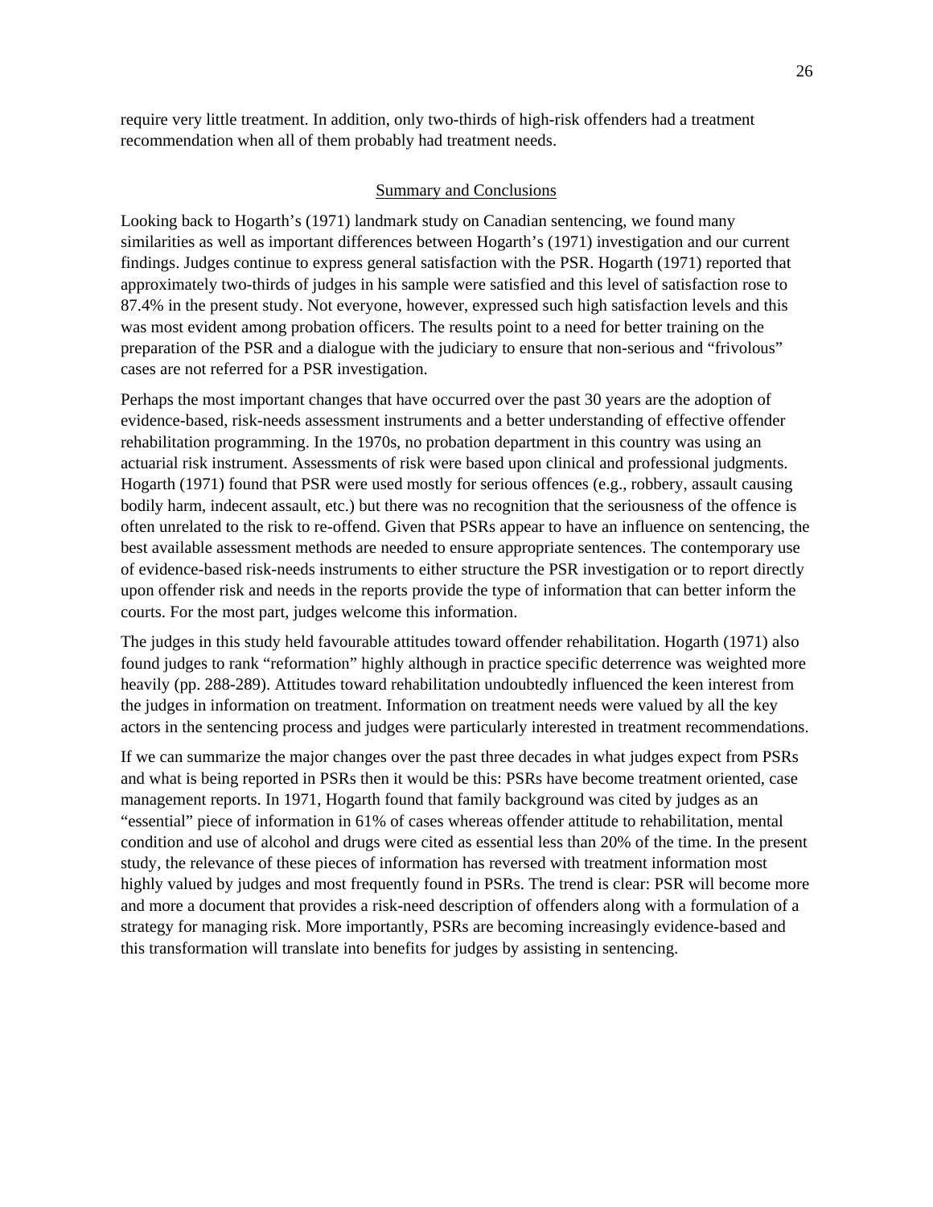require very little treatment. In addition, only two-thirds of high-risk offenders had a treatment recommendation when all of them probably had treatment needs.

## Summary and Conclusions

Looking back to Hogarth's (1971) landmark study on Canadian sentencing, we found many similarities as well as important differences between Hogarth's (1971) investigation and our current findings. Judges continue to express general satisfaction with the PSR. Hogarth (1971) reported that approximately two-thirds of judges in his sample were satisfied and this level of satisfaction rose to 87.4% in the present study. Not everyone, however, expressed such high satisfaction levels and this was most evident among probation officers. The results point to a need for better training on the preparation of the PSR and a dialogue with the judiciary to ensure that non-serious and "frivolous" cases are not referred for a PSR investigation.

Perhaps the most important changes that have occurred over the past 30 years are the adoption of evidence-based, risk-needs assessment instruments and a better understanding of effective offender rehabilitation programming. In the 1970s, no probation department in this country was using an actuarial risk instrument. Assessments of risk were based upon clinical and professional judgments. Hogarth (1971) found that PSR were used mostly for serious offences (e.g., robbery, assault causing bodily harm, indecent assault, etc.) but there was no recognition that the seriousness of the offence is often unrelated to the risk to re-offend. Given that PSRs appear to have an influence on sentencing, the best available assessment methods are needed to ensure appropriate sentences. The contemporary use of evidence-based risk-needs instruments to either structure the PSR investigation or to report directly upon offender risk and needs in the reports provide the type of information that can better inform the courts. For the most part, judges welcome this information.

The judges in this study held favourable attitudes toward offender rehabilitation. Hogarth (1971) also found judges to rank "reformation" highly although in practice specific deterrence was weighted more heavily (pp. 288-289). Attitudes toward rehabilitation undoubtedly influenced the keen interest from the judges in information on treatment. Information on treatment needs were valued by all the key actors in the sentencing process and judges were particularly interested in treatment recommendations.

If we can summarize the major changes over the past three decades in what judges expect from PSRs and what is being reported in PSRs then it would be this: PSRs have become treatment oriented, case management reports. In 1971, Hogarth found that family background was cited by judges as an "essential" piece of information in 61% of cases whereas offender attitude to rehabilitation, mental condition and use of alcohol and drugs were cited as essential less than 20% of the time. In the present study, the relevance of these pieces of information has reversed with treatment information most highly valued by judges and most frequently found in PSRs. The trend is clear: PSR will become more and more a document that provides a risk-need description of offenders along with a formulation of a strategy for managing risk. More importantly, PSRs are becoming increasingly evidence-based and this transformation will translate into benefits for judges by assisting in sentencing.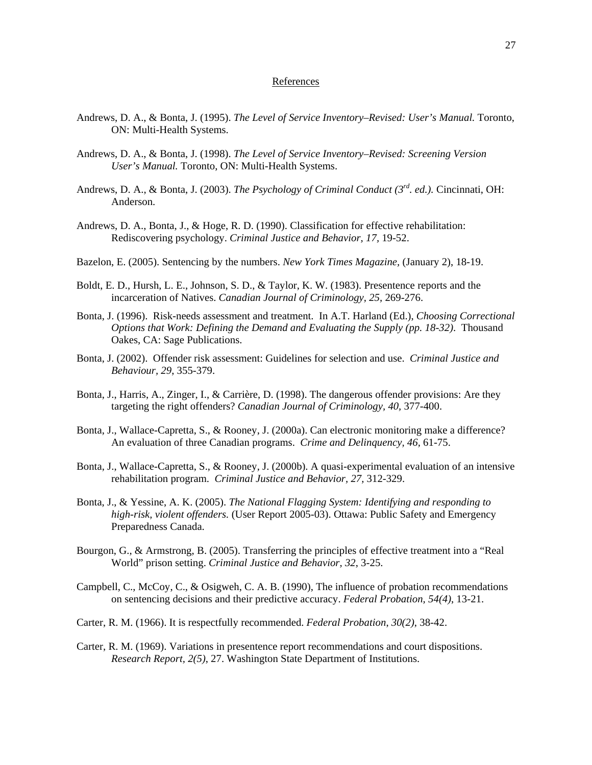# References

Andrews, D. A., & Bonta, J. (1995). *The Level of Service Inventory–Revised: User's Manual.* Toronto, ON: Multi-Health Systems.

Andrews, D. A., & Bonta, J. (1998). *The Level of Service Inventory–Revised: Screening Version User's Manual.* Toronto, ON: Multi-Health Systems.

Andrews, D. A., & Bonta, J. (2003). *The Psychology of Criminal Conduct (3rd. ed.).* Cincinnati, OH: Anderson.

Andrews, D. A., Bonta, J., & Hoge, R. D. (1990). Classification for effective rehabilitation: Rediscovering psychology. *Criminal Justice and Behavior, 17,* 19-52.

Bazelon, E. (2005). Sentencing by the numbers. *New York Times Magazine,* (January 2), 18-19.

Boldt, E. D., Hursh, L. E., Johnson, S. D., & Taylor, K. W. (1983). Presentence reports and the incarceration of Natives. *Canadian Journal of Criminology, 25,* 269-276.

Bonta, J. (1996). Risk-needs assessment and treatment. In A.T. Harland (Ed.), *Choosing Correctional Options that Work: Defining the Demand and Evaluating the Supply (pp. 18-32).* Thousand Oakes, CA: Sage Publications.

Bonta, J. (2002). Offender risk assessment: Guidelines for selection and use. *Criminal Justice and Behaviour, 29,* 355-379.

Bonta, J., Harris, A., Zinger, I., & Carrière, D. (1998). The dangerous offender provisions: Are they targeting the right offenders? *Canadian Journal of Criminology, 40,* 377-400.

Bonta, J., Wallace-Capretta, S., & Rooney, J. (2000a). Can electronic monitoring make a difference? An evaluation of three Canadian programs. *Crime and Delinquency, 46,* 61-75.

Bonta, J., Wallace-Capretta, S., & Rooney, J. (2000b). A quasi-experimental evaluation of an intensive rehabilitation program. *Criminal Justice and Behavior, 27,* 312-329.

Bonta, J., & Yessine, A. K. (2005). *The National Flagging System: Identifying and responding to high-risk, violent offenders.* (User Report 2005-03). Ottawa: Public Safety and Emergency Preparedness Canada.

Bourgon, G., & Armstrong, B. (2005). Transferring the principles of effective treatment into a "Real World" prison setting. *Criminal Justice and Behavior, 32,* 3-25.

Campbell, C., McCoy, C., & Osigweh, C. A. B. (1990), The influence of probation recommendations on sentencing decisions and their predictive accuracy. *Federal Probation, 54(4),* 13-21.

Carter, R. M. (1966). It is respectfully recommended. *Federal Probation, 30(2),* 38-42.

Carter, R. M. (1969). Variations in presentence report recommendations and court dispositions. *Research Report, 2(5),* 27. Washington State Department of Institutions.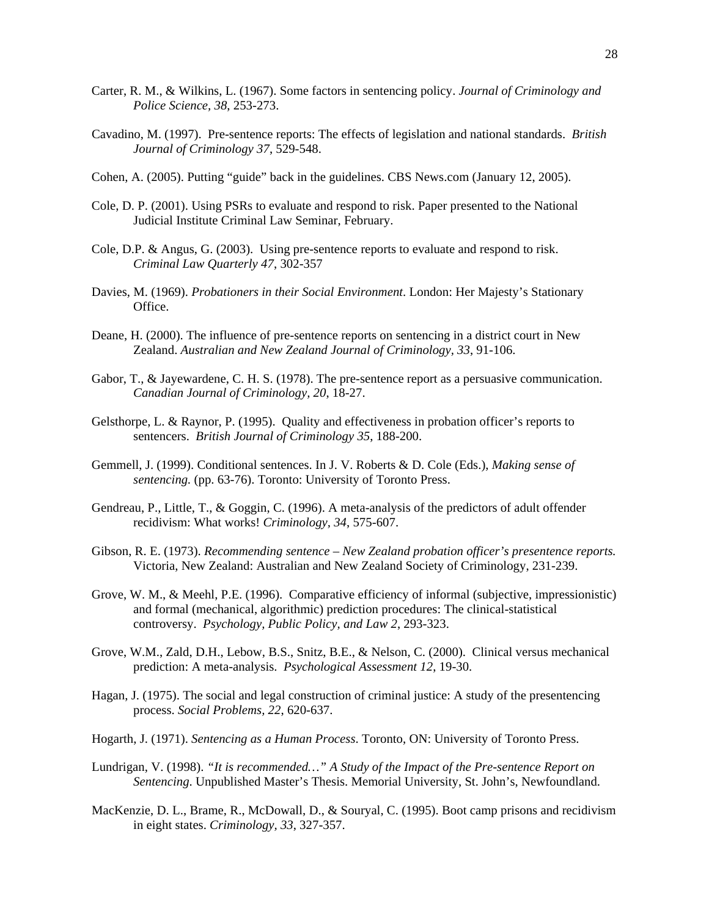Carter, R. M., & Wilkins, L. (1967). Some factors in sentencing policy. *Journal of Criminology and Police Science, 38*, 253-273.

Cavadino, M. (1997). Pre-sentence reports: The effects of legislation and national standards. *British Journal of Criminology 37*, 529-548.

Cohen, A. (2005). Putting "guide" back in the guidelines. CBS News.com (January 12, 2005).

Cole, D. P. (2001). Using PSRs to evaluate and respond to risk. Paper presented to the National Judicial Institute Criminal Law Seminar, February.

Cole, D.P. & Angus, G. (2003). Using pre-sentence reports to evaluate and respond to risk. *Criminal Law Quarterly 47*, 302-357

Davies, M. (1969). *Probationers in their Social Environment*. London: Her Majesty's Stationary Office.

Deane, H. (2000). The influence of pre-sentence reports on sentencing in a district court in New Zealand. *Australian and New Zealand Journal of Criminology, 33*, 91-106.

Gabor, T., & Jayewardene, C. H. S. (1978). The pre-sentence report as a persuasive communication. *Canadian Journal of Criminology, 20*, 18-27.

Gelsthorpe, L. & Raynor, P. (1995). Quality and effectiveness in probation officer's reports to sentencers. *British Journal of Criminology 35*, 188-200.

Gemmell, J. (1999). Conditional sentences. In J. V. Roberts & D. Cole (Eds.), *Making sense of sentencing.* (pp. 63-76). Toronto: University of Toronto Press.

Gendreau, P., Little, T., & Goggin, C. (1996). A meta-analysis of the predictors of adult offender recidivism: What works! *Criminology, 34*, 575-607.

Gibson, R. E. (1973). *Recommending sentence – New Zealand probation officer's presentence reports.* Victoria, New Zealand: Australian and New Zealand Society of Criminology, 231-239.

Grove, W. M., & Meehl, P.E. (1996). Comparative efficiency of informal (subjective, impressionistic) and formal (mechanical, algorithmic) prediction procedures: The clinical-statistical controversy. *Psychology, Public Policy, and Law 2*, 293-323.

Grove, W.M., Zald, D.H., Lebow, B.S., Snitz, B.E., & Nelson, C. (2000). Clinical versus mechanical prediction: A meta-analysis. *Psychological Assessment 12*, 19-30.

Hagan, J. (1975). The social and legal construction of criminal justice: A study of the presentencing process. *Social Problems, 22,* 620-637.

Hogarth, J. (1971). *Sentencing as a Human Process*. Toronto, ON: University of Toronto Press.

Lundrigan, V. (1998). *"It is recommended…" A Study of the Impact of the Pre-sentence Report on Sentencing.* Unpublished Master's Thesis. Memorial University, St. John's, Newfoundland.

MacKenzie, D. L., Brame, R., McDowall, D., & Souryal, C. (1995). Boot camp prisons and recidivism in eight states. *Criminology, 33*, 327-357.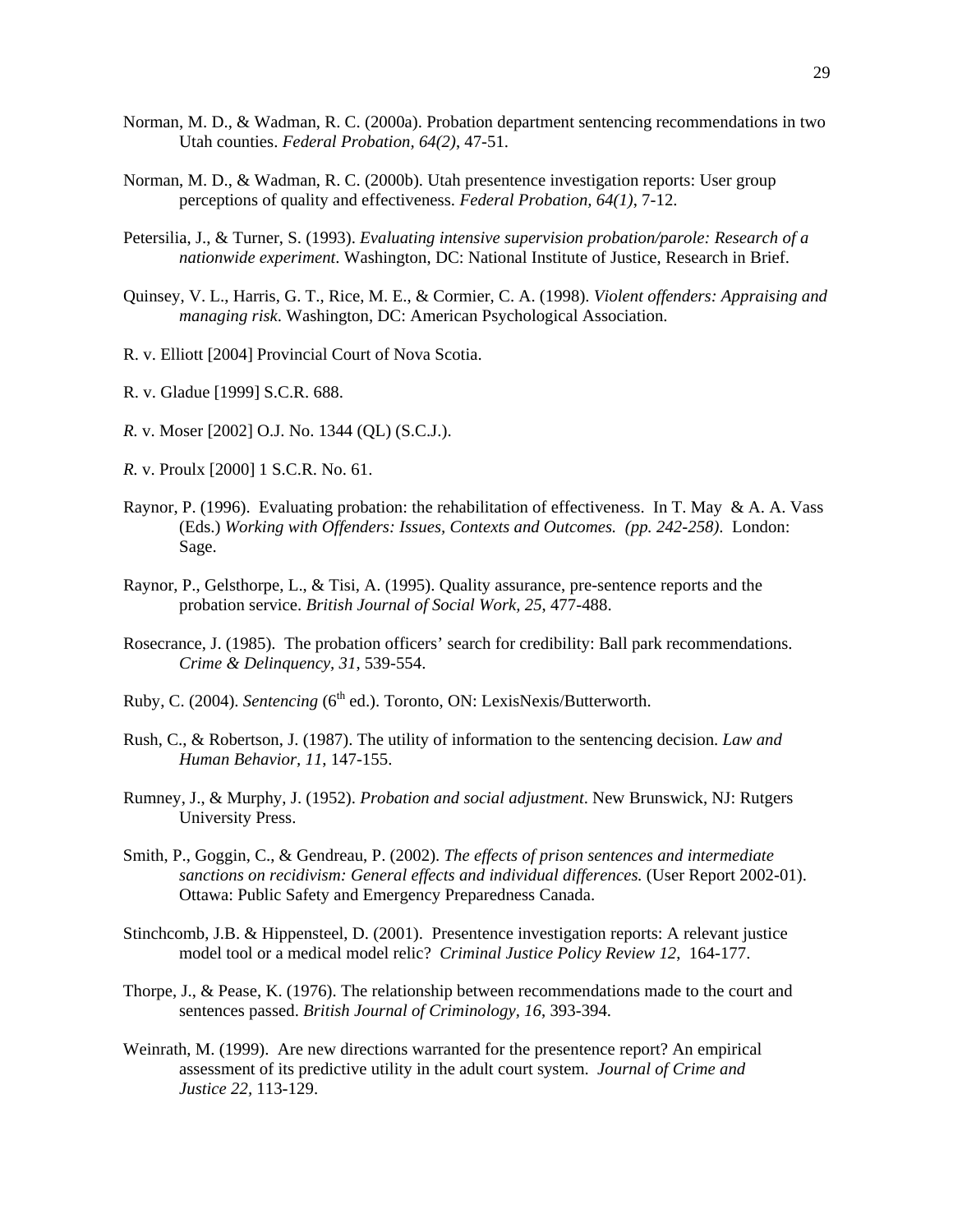Norman, M. D., & Wadman, R. C. (2000a). Probation department sentencing recommendations in two Utah counties. *Federal Probation, 64(2)*, 47-51.

Norman, M. D., & Wadman, R. C. (2000b). Utah presentence investigation reports: User group perceptions of quality and effectiveness. *Federal Probation, 64(1)*, 7-12.

Petersilia, J., & Turner, S. (1993). *Evaluating intensive supervision probation/parole: Research of a nationwide experiment*. Washington, DC: National Institute of Justice, Research in Brief.

Quinsey, V. L., Harris, G. T., Rice, M. E., & Cormier, C. A. (1998). *Violent offenders: Appraising and managing risk*. Washington, DC: American Psychological Association.

R. v. Elliott [2004] Provincial Court of Nova Scotia.

R. v. Gladue [1999] S.C.R. 688.

*R.* v. Moser [2002] O.J. No. 1344 (QL) (S.C.J.).

*R.* v. Proulx [2000] 1 S.C.R. No. 61.

Raynor, P. (1996). Evaluating probation: the rehabilitation of effectiveness. In T. May & A. A. Vass (Eds.) *Working with Offenders: Issues, Contexts and Outcomes. (pp. 242-258)*. London: Sage.

Raynor, P., Gelsthorpe, L., & Tisi, A. (1995). Quality assurance, pre-sentence reports and the probation service. *British Journal of Social Work, 25*, 477-488.

Rosecrance, J. (1985). The probation officers' search for credibility: Ball park recommendations. *Crime & Delinquency, 31*, 539-554.

Ruby, C. (2004). *Sentencing* (6th ed.). Toronto, ON: LexisNexis/Butterworth.

Rush, C., & Robertson, J. (1987). The utility of information to the sentencing decision. *Law and Human Behavior, 11*, 147-155.

Rumney, J., & Murphy, J. (1952). *Probation and social adjustment*. New Brunswick, NJ: Rutgers University Press.

Smith, P., Goggin, C., & Gendreau, P. (2002). *The effects of prison sentences and intermediate sanctions on recidivism: General effects and individual differences.* (User Report 2002-01). Ottawa: Public Safety and Emergency Preparedness Canada.

Stinchcomb, J.B. & Hippensteel, D. (2001). Presentence investigation reports: A relevant justice model tool or a medical model relic? *Criminal Justice Policy Review 12*, 164-177.

Thorpe, J., & Pease, K. (1976). The relationship between recommendations made to the court and sentences passed. *British Journal of Criminology, 16*, 393-394.

Weinrath, M. (1999). Are new directions warranted for the presentence report? An empirical assessment of its predictive utility in the adult court system. *Journal of Crime and Justice 22*, 113-129.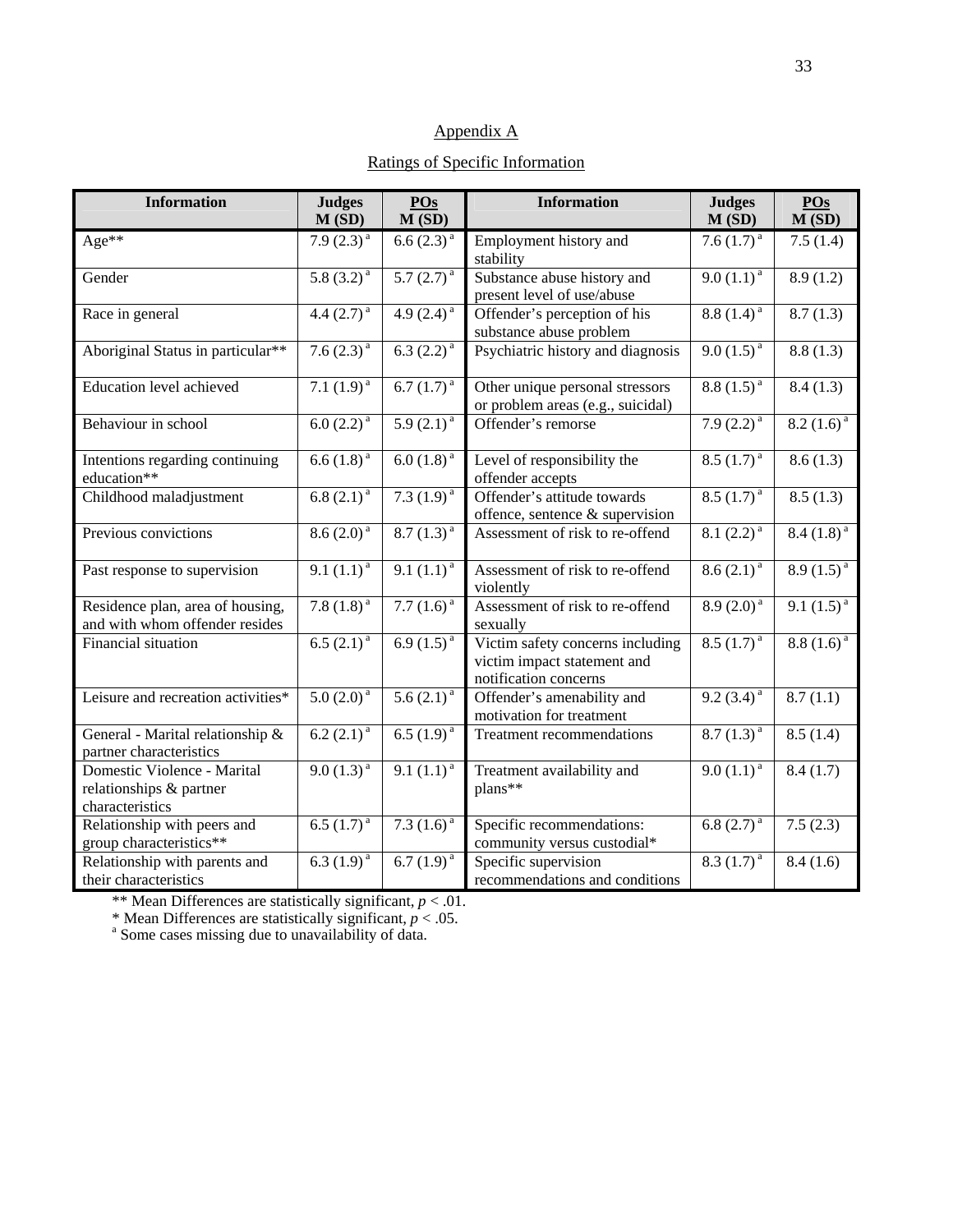Appendix A

Ratings of Specific Information

| Information | Judges M (SD) | POs M (SD) | Information | Judges M (SD) | POs M (SD) |
|---|---|---|---|---|---|
| Age** | 7.9 (2.3) [a] | 6.6 (2.3) [a] | Employment history and stability | 7.6 (1.7) [a] | 7.5 (1.4) |
| Gender | 5.8 (3.2) [a] | 5.7 (2.7) [a] | Substance abuse history and present level of use/abuse | 9.0 (1.1) [a] | 8.9 (1.2) |
| Race in general | 4.4 (2.7) [a] | 4.9 (2.4) [a] | Offender's perception of his substance abuse problem | 8.8 (1.4) [a] | 8.7 (1.3) |
| Aboriginal Status in particular** | 7.6 (2.3) [a] | 6.3 (2.2) [a] | Psychiatric history and diagnosis | 9.0 (1.5) [a] | 8.8 (1.3) |
| Education level achieved | 7.1 (1.9) [a] | 6.7 (1.7) [a] | Other unique personal stressors or problem areas (e.g., suicidal) | 8.8 (1.5) [a] | 8.4 (1.3) |
| Behaviour in school | 6.0 (2.2) [a] | 5.9 (2.1) [a] | Offender's remorse | 7.9 (2.2) [a] | 8.2 (1.6) [a] |
| Intentions regarding continuing education** | 6.6 (1.8) [a] | 6.0 (1.8) [a] | Level of responsibility the offender accepts | 8.5 (1.7) [a] | 8.6 (1.3) |
| Childhood maladjustment | 6.8 (2.1) [a] | 7.3 (1.9) [a] | Offender's attitude towards offence, sentence & supervision | 8.5 (1.7) [a] | 8.5 (1.3) |
| Previous convictions | 8.6 (2.0) [a] | 8.7 (1.3) [a] | Assessment of risk to re-offend | 8.1 (2.2) [a] | 8.4 (1.8) [a] |
| Past response to supervision | 9.1 (1.1) [a] | 9.1 (1.1) [a] | Assessment of risk to re-offend violently | 8.6 (2.1) [a] | 8.9 (1.5) [a] |
| Residence plan, area of housing, and with whom offender resides | 7.8 (1.8) [a] | 7.7 (1.6) [a] | Assessment of risk to re-offend sexually | 8.9 (2.0) [a] | 9.1 (1.5) [a] |
| Financial situation | 6.5 (2.1) [a] | 6.9 (1.5) [a] | Victim safety concerns including victim impact statement and notification concerns | 8.5 (1.7) [a] | 8.8 (1.6) [a] |
| Leisure and recreation activities* | 5.0 (2.0) [a] | 5.6 (2.1) [a] | Offender's amenability and motivation for treatment | 9.2 (3.4) [a] | 8.7 (1.1) |
| General - Marital relationship & partner characteristics | 6.2 (2.1) [a] | 6.5 (1.9) [a] | Treatment recommendations | 8.7 (1.3) [a] | 8.5 (1.4) |
| Domestic Violence - Marital relationships & partner characteristics | 9.0 (1.3) [a] | 9.1 (1.1) [a] | Treatment availability and plans** | 9.0 (1.1) [a] | 8.4 (1.7) |
| Relationship with peers and group characteristics** | 6.5 (1.7) [a] | 7.3 (1.6) [a] | Specific recommendations: community versus custodial* | 6.8 (2.7) [a] | 7.5 (2.3) |
| Relationship with parents and their characteristics | 6.3 (1.9) [a] | 6.7 (1.9) [a] | Specific supervision recommendations and conditions | 8.3 (1.7) [a] | 8.4 (1.6) |

** Mean Differences are statistically significant, $p < .01$.

* Mean Differences are statistically significant, $p < .05$.

[a] Some cases missing due to unavailability of data.